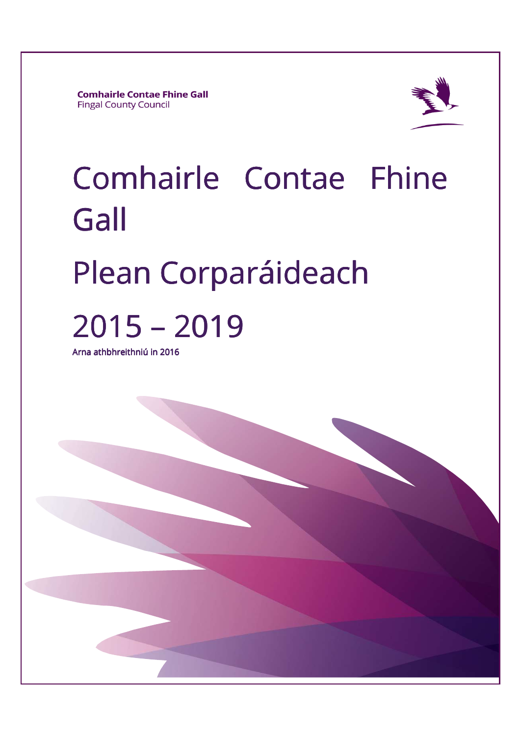**Comhairle Contae Fhine Gall**
Fingal County Council

# Comhairle Contae Fhine Gall

# Plean Corparáideach

# 2015 – 2019

Arna athbhreithniú in 2016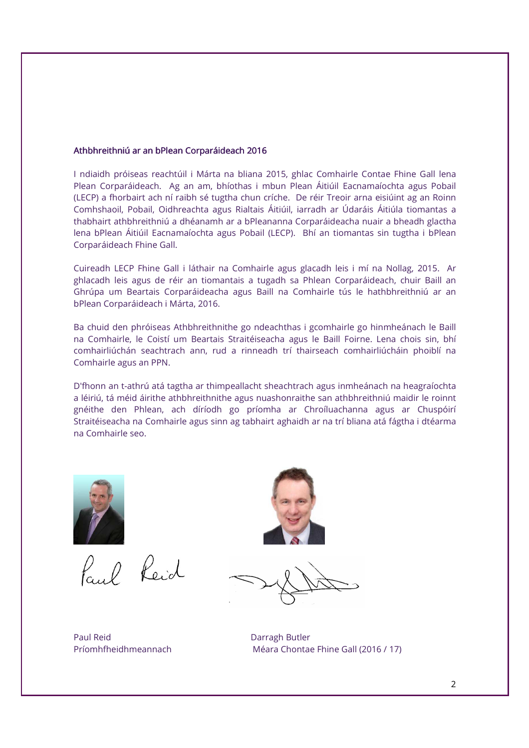## Athbhreithniú ar an bPlean Corparáideach 2016

I ndiaidh próiseas reachtúil i Márta na bliana 2015, ghlac Comhairle Contae Fhine Gall lena Plean Corparáideach. Ag an am, bhíothas i mbun Plean Áitiúil Eacnamaíochta agus Pobail (LECP) a fhorbairt ach ní raibh sé tugtha chun críche. De réir Treoir arna eisiúint ag an Roinn Comhshaoil, Pobail, Oidhreachta agus Rialtais Áitiúil, iarradh ar Údaráis Áitiúla tiomantas a thabhairt athbhreithniú a dhéanamh ar a bPleananna Corparáideacha nuair a bheadh glactha lena bPlean Áitiúil Eacnamaíochta agus Pobail (LECP). Bhí an tiomantas sin tugtha i bPlean Corparáideach Fhine Gall.

Cuireadh LECP Fhine Gall i láthair na Comhairle agus glacadh leis i mí na Nollag, 2015. Ar ghlacadh leis agus de réir an tiomantais a tugadh sa Phlean Corparáideach, chuir Baill an Ghrúpa um Beartais Corparáideacha agus Baill na Comhairle tús le hathbhreithniú ar an bPlean Corparáideach i Márta, 2016.

Ba chuid den phróiseas Athbhreithnithe go ndeachthas i gcomhairle go hinmheánach le Baill na Comhairle, le Coistí um Beartais Straitéiseacha agus le Baill Foirne. Lena chois sin, bhí comhairliúchán seachtrach ann, rud a rinneadh trí thairseach comhairliúcháin phoiblí na Comhairle agus an PPN.

D'fhonn an t-athrú atá tagtha ar thimpeallacht sheachtrach agus inmheánach na heagraíochta a léiriú, tá méid áirithe athbhreithnithe agus nuashonraithe san athbhreithniú maidir le roinnt gnéithe den Phlean, ach díríodh go príomha ar Chroíluachanna agus ar Chuspóirí Straitéiseacha na Comhairle agus sinn ag tabhairt aghaidh ar na trí bliana atá fágtha i dtéarma na Comhairle seo.

Paul Reid
Príomhfheidhmeannach

Darragh Butler
Méara Chontae Fhine Gall (2016 / 17)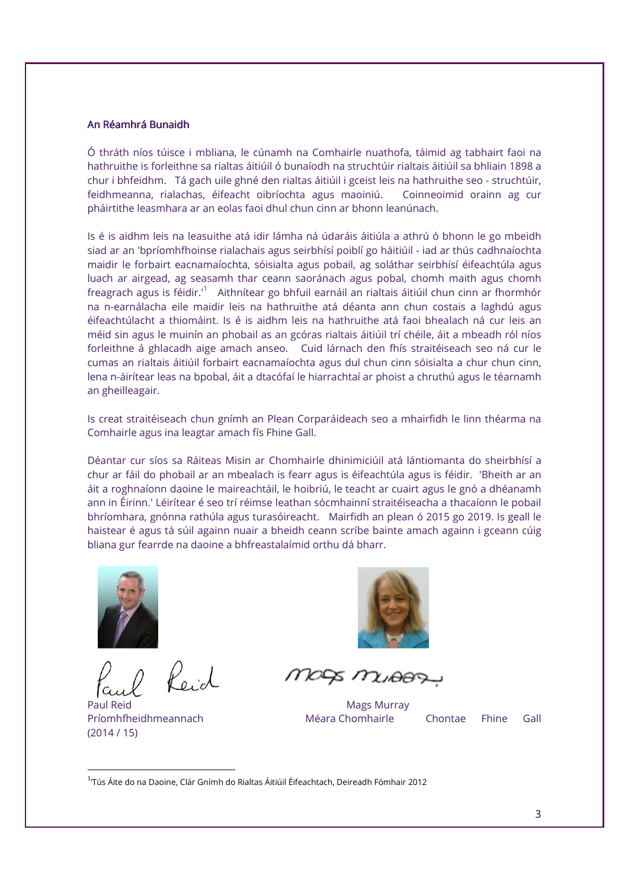## An Réamhrá Bunaidh

Ó thráth níos túisce i mbliana, le cúnamh na Comhairle nuathofa, táimid ag tabhairt faoi na hathruithe is forleithne sa rialtas áitiúil ó bunaíodh na struchtúir rialtais áitiúil sa bhliain 1898 a chur i bhfeidhm. Tá gach uile ghné den rialtas áitiúil i gceist leis na hathruithe seo - struchtúir, feidhmeanna, rialachas, éifeacht oibríochta agus maoiniú. Coinneoimid orainn ag cur pháirtithe leasmhara ar an eolas faoi dhul chun cinn ar bhonn leanúnach.

Is é is aidhm leis na leasuithe atá idir lámha ná údaráis áitiúla a athrú ó bhonn le go mbeidh siad ar an 'bpríomhfhoinse rialachais agus seirbhísí poiblí go háitiúil - iad ar thús cadhnaíochta maidir le forbairt eacnamaíochta, sóisialta agus pobail, ag soláthar seirbhísí éifeachtúla agus luach ar airgead, ag seasamh thar ceann saoránach agus pobal, chomh maith agus chomh freagrach agus is féidir.'[1] Aithnítear go bhfuil earnáil an rialtais áitiúil chun cinn ar fhormhór na n-earnálacha eile maidir leis na hathruithe atá déanta ann chun costais a laghdú agus éifeachtúlacht a thiomáint. Is é is aidhm leis na hathruithe atá faoi bhealach ná cur leis an méid sin agus le muinín an phobail as an gcóras rialtais áitiúil trí chéile, áit a mbeadh ról níos forleithne á ghlacadh aige amach anseo. Cuid lárnach den fhís straitéiseach seo ná cur le cumas an rialtais áitiúil forbairt eacnamaíochta agus dul chun cinn sóisialta a chur chun cinn, lena n-áirítear leas na bpobal, áit a dtacófaí le hiarrachtaí ar phoist a chruthú agus le téarnamh an gheilleagair.

Is creat straitéiseach chun gnímh an Plean Corparáideach seo a mhairfidh le linn théarma na Comhairle agus ina leagtar amach fís Fhine Gall.

Déantar cur síos sa Ráiteas Misin ar Chomhairle dhinimiciúil atá lántiomanta do sheirbhísí a chur ar fáil do phobail ar an mbealach is fearr agus is éifeachtúla agus is féidir. 'Bheith ar an áit a roghnaíonn daoine le maireachtáil, le hoibriú, le teacht ar cuairt agus le gnó a dhéanamh ann in Éirinn.' Léirítear é seo trí réimse leathan sócmhainní straitéiseacha a thacaíonn le pobail bhríomhara, gnónna rathúla agus turasóireacht. Mairfidh an plean ó 2015 go 2019. Is geall le haistear é agus tá súil againn nuair a bheidh ceann scríbe bainte amach againn i gceann cúig bliana gur fearrde na daoine a bhfreastalaímid orthu dá bharr.

Paul Reid
Príomhfheidhmeannach
(2014 / 15)

Mags Murray
Méara Chomhairle Chontae Fhine Gall

---

[1] Tús Áite do na Daoine, Clár Gnímh do Rialtas Áitiúil Éifeachtach, Deireadh Fómhair 2012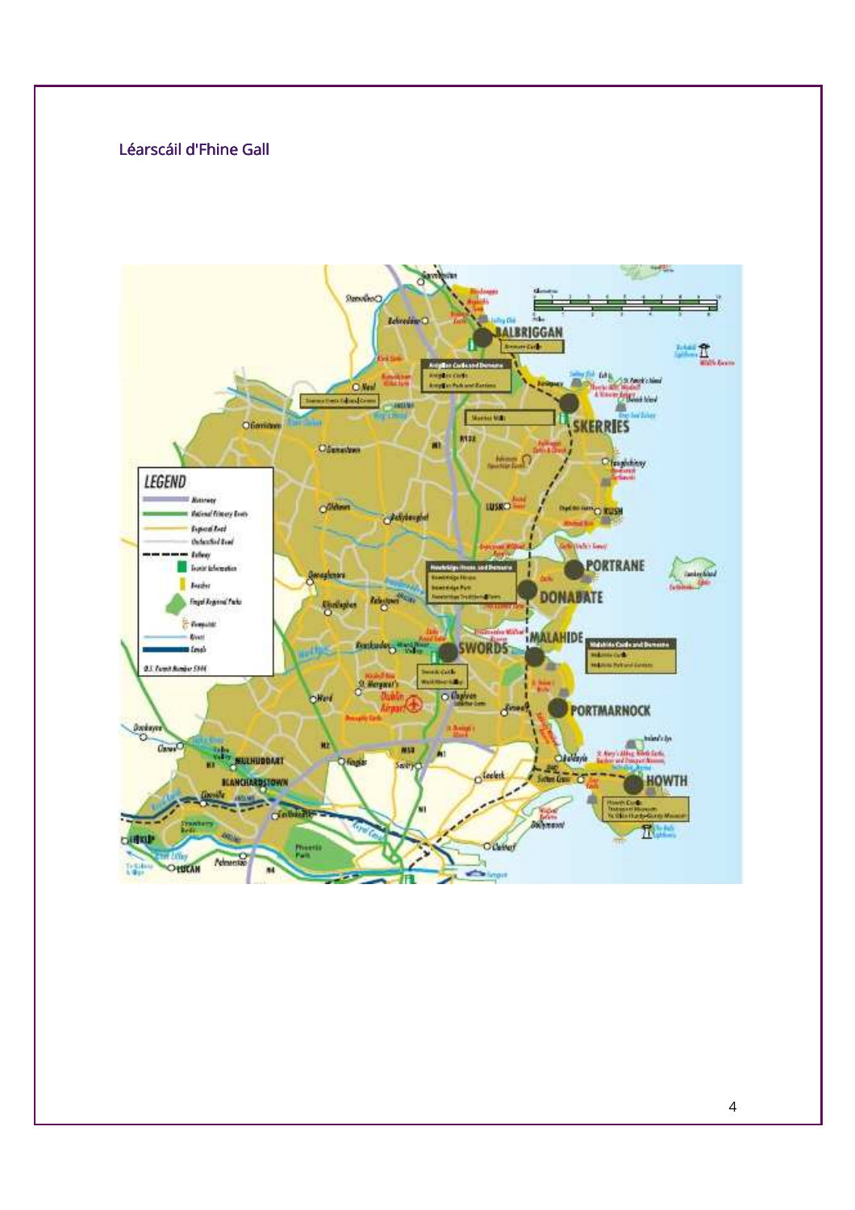Léarscáil d'Fhine Gall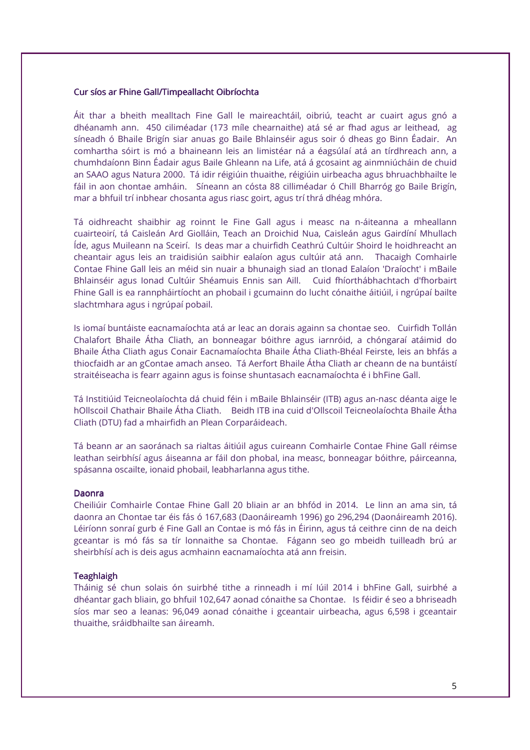## Cur síos ar Fhine Gall/Timpeallacht Oibríochta

Áit thar a bheith mealltach Fine Gall le maireachtáil, oibriú, teacht ar cuairt agus gnó a dhéanamh ann. 450 ciliméadar (173 míle chearnaithe) atá sé ar fhad agus ar leithead, ag síneadh ó Bhaile Brigín siar anuas go Baile Bhlainséir agus soir ó dheas go Binn Éadair. An comhartha sóirt is mó a bhaineann leis an limistéar ná a éagsúlaí atá an tírdhreach ann, a chumhdaíonn Binn Éadair agus Baile Ghleann na Life, atá á gcosaint ag ainmniúcháin de chuid an SAAO agus Natura 2000. Tá idir réigiúin thuaithe, réigiúin uirbeacha agus bhruachbhailte le fáil in aon chontae amháin. Síneann an cósta 88 cilliméadar ó Chill Bharróg go Baile Brigín, mar a bhfuil trí inbhear chosanta agus riasc goirt, agus trí thrá dhéag mhóra.

Tá oidhreacht shaibhir ag roinnt le Fine Gall agus i measc na n-áiteanna a mheallann cuairteoirí, tá Caisleán Ard Giolláin, Teach an Droichid Nua, Caisleán agus Gairdíní Mhullach Íde, agus Muileann na Sceirí. Is deas mar a chuirfidh Ceathrú Cultúir Shoird le hoidhreacht an cheantair agus leis an traidisiún saibhir ealaíon agus cultúir atá ann. Thacaigh Comhairle Contae Fhine Gall leis an méid sin nuair a bhunaigh siad an tIonad Ealaíon 'Draíocht' i mBaile Bhlainséir agus Ionad Cultúir Shéamuis Ennis san Aill. Cuid fhíorthábhachtach d'fhorbairt Fhine Gall is ea rannpháirtíocht an phobail i gcumainn do lucht cónaithe áitiúil, i ngrúpaí bailte slachtmhara agus i ngrúpaí pobail.

Is iomaí buntáiste eacnamaíochta atá ar leac an dorais againn sa chontae seo. Cuirfidh Tollán Chalafort Bhaile Átha Cliath, an bonneagar bóithre agus iarnróid, a chóngaraí atáimid do Bhaile Átha Cliath agus Conair Eacnamaíochta Bhaile Átha Cliath-Bhéal Feirste, leis an bhfás a thiocfaidh ar an gContae amach anseo. Tá Aerfort Bhaile Átha Cliath ar cheann de na buntáistí straitéiseacha is fearr againn agus is foinse shuntasach eacnamaíochta é i bhFine Gall.

Tá Institiúid Teicneolaíochta dá chuid féin i mBaile Bhlainséir (ITB) agus an-nasc déanta aige le hOllscoil Chathair Bhaile Átha Cliath. Beidh ITB ina cuid d'Ollscoil Teicneolaíochta Bhaile Átha Cliath (DTU) fad a mhairfidh an Plean Corparáideach.

Tá beann ar an saoránach sa rialtas áitiúil agus cuireann Comhairle Contae Fhine Gall réimse leathan seirbhísí agus áiseanna ar fáil don phobal, ina measc, bonneagar bóithre, páirceanna, spásanna oscailte, ionaid phobail, leabharlanna agus tithe.

### Daonra

Cheiliúir Comhairle Contae Fhine Gall 20 bliain ar an bhfód in 2014. Le linn an ama sin, tá daonra an Chontae tar éis fás ó 167,683 (Daonáireamh 1996) go 296,294 (Daonáireamh 2016). Léiríonn sonraí gurb é Fine Gall an Contae is mó fás in Éirinn, agus tá ceithre cinn de na deich gceantar is mó fás sa tír lonnaithe sa Chontae. Fágann seo go mbeidh tuilleadh brú ar sheirbhísí ach is deis agus acmhainn eacnamaíochta atá ann freisin.

### Teaghlaigh

Tháinig sé chun solais ón suirbhé tithe a rinneadh i mí Iúil 2014 i bhFine Gall, suirbhé a dhéantar gach bliain, go bhfuil 102,647 aonad cónaithe sa Chontae. Is féidir é seo a bhriseadh síos mar seo a leanas: 96,049 aonad cónaithe i gceantair uirbeacha, agus 6,598 i gceantair thuaithe, sráidbhailte san áireamh.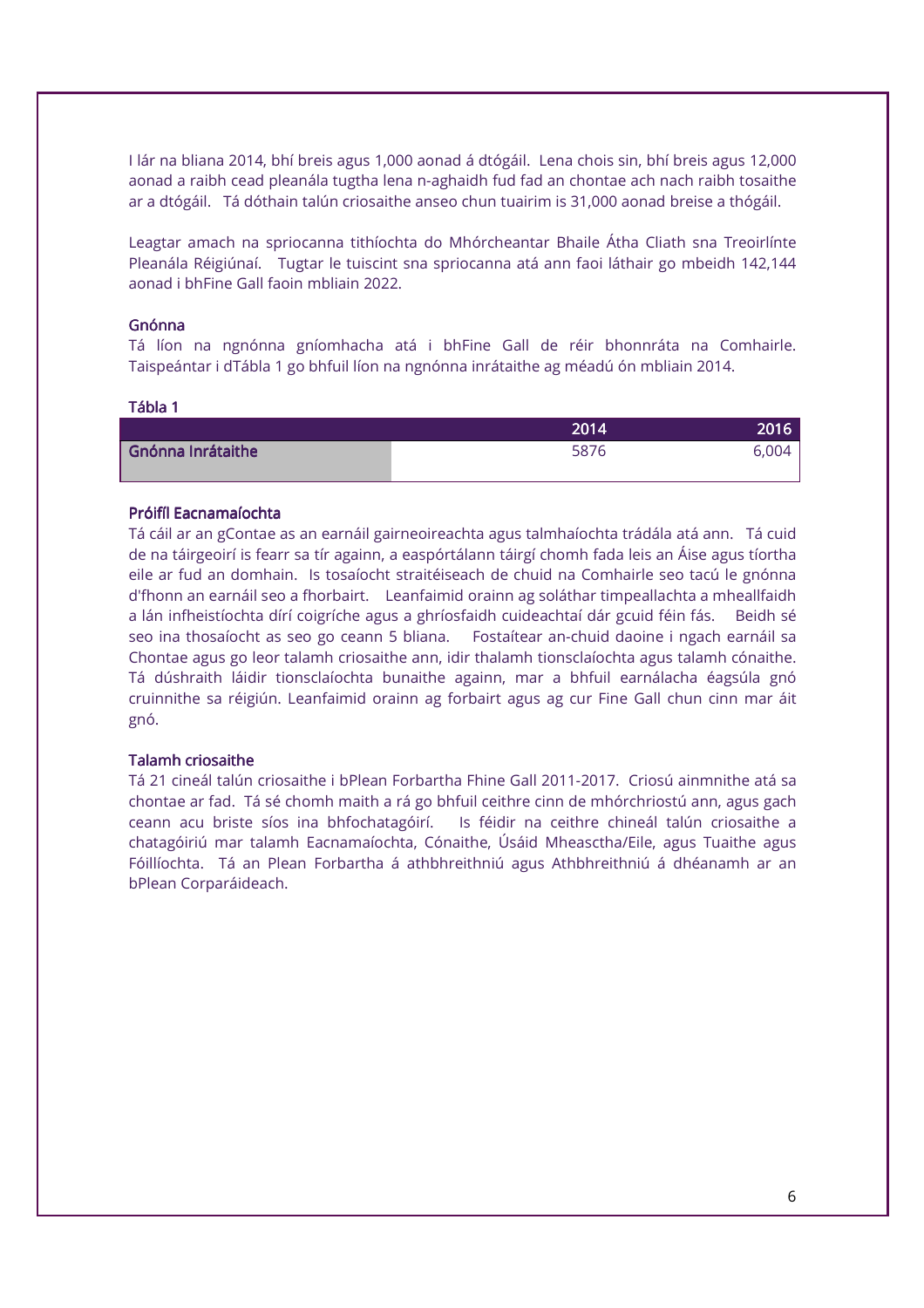I lár na bliana 2014, bhí breis agus 1,000 aonad á dtógáil. Lena chois sin, bhí breis agus 12,000 aonad a raibh cead pleanála tugtha lena n-aghaidh fud fad an chontae ach nach raibh tosaithe ar a dtógáil. Tá dóthain talún criosaithe anseo chun tuairim is 31,000 aonad breise a thógáil.

Leagtar amach na spriocanna tithíochta do Mhórcheantar Bhaile Átha Cliath sna Treoirlínte Pleanála Réigiúnaí. Tugtar le tuiscint sna spriocanna atá ann faoi láthair go mbeidh 142,144 aonad i bhFine Gall faoin mbliain 2022.

### Gnónna

Tá líon na ngnónna gníomhacha atá i bhFine Gall de réir bhonnráta na Comhairle. Taispeántar i dTábla 1 go bhfuil líon na ngnónna inrátaithe ag méadú ón mbliain 2014.

**Tábla 1**

| | 2014 | 2016 |
|---|---|---|
| **Gnónna Inrátaithe** | 5876 | 6,004 |

### Próifíl Eacnamaíochta

Tá cáil ar an gContae as an earnáil gairneoireachta agus talmhaíochta trádála atá ann. Tá cuid de na táirgeoirí is fearr sa tír againn, a easpórtálann táirgí chomh fada leis an Áise agus tíortha eile ar fud an domhain. Is tosaíocht straitéiseach de chuid na Comhairle seo tacú le gnónna d'fhonn an earnáil seo a fhorbairt. Leanfaimid orainn ag soláthar timpeallachta a mheallfaidh a lán infheistíochta dírí coigríche agus a ghríosfaidh cuideachtaí dár gcuid féin fás. Beidh sé seo ina thosaíocht as seo go ceann 5 bliana. Fostaítear an-chuid daoine i ngach earnáil sa Chontae agus go leor talamh criosaithe ann, idir thalamh tionsclaíochta agus talamh cónaithe. Tá dúshraith láidir tionsclaíochta bunaithe againn, mar a bhfuil earnálacha éagsúla gnó cruinnithe sa réigiún. Leanfaimid orainn ag forbairt agus ag cur Fine Gall chun cinn mar áit gnó.

### Talamh criosaithe

Tá 21 cineál talún criosaithe i bPlean Forbartha Fhine Gall 2011-2017. Criosú ainmnithe atá sa chontae ar fad. Tá sé chomh maith a rá go bhfuil ceithre cinn de mhórchriostú ann, agus gach ceann acu briste síos ina bhfochatagóirí. Is féidir na ceithre chineál talún criosaithe a chatagóiriú mar talamh Eacnamaíochta, Cónaithe, Úsáid Mheasctha/Eile, agus Tuaithe agus Fóillíochta. Tá an Plean Forbartha á athbhreithniú agus Athbhreithniú á dhéanamh ar an bPlean Corparáideach.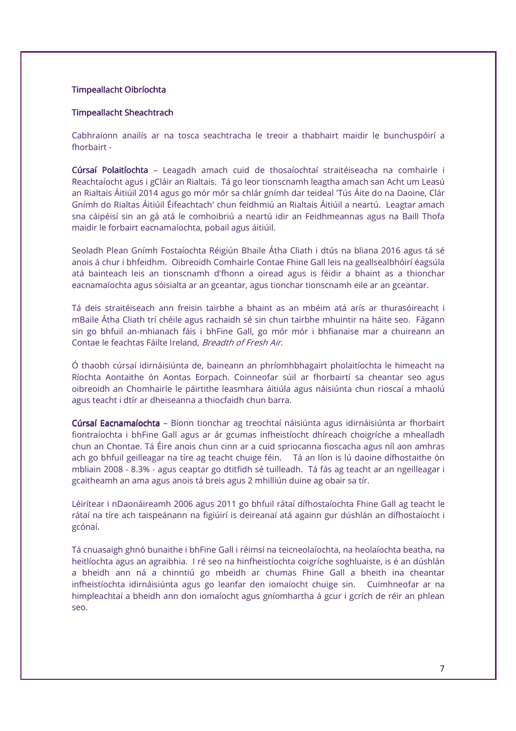## Timpeallacht Oibríochta

### Timpeallacht Sheachtrach

Cabhraíonn anailís ar na tosca seachtracha le treoir a thabhairt maidir le bunchuspóirí a fhorbairt -

**Cúrsaí Polaitíochta** – Leagadh amach cuid de thosaíochtaí straitéiseacha na comhairle i Reachtaíocht agus i gCláir an Rialtais. Tá go leor tionscnamh leagtha amach san Acht um Leasú an Rialtais Áitiúil 2014 agus go mór mór sa chlár gnímh dar teideal 'Tús Áite do na Daoine, Clár Gnímh do Rialtas Áitiúil Éifeachtach' chun feidhmiú an Rialtais Áitiúil a neartú. Leagtar amach sna cáipéisí sin an gá atá le comhoibriú a neartú idir an Feidhmeannas agus na Baill Thofa maidir le forbairt eacnamaíochta, pobail agus áitiúil.

Seoladh Plean Gnímh Fostaíochta Réigiún Bhaile Átha Cliath i dtús na bliana 2016 agus tá sé anois á chur i bhfeidhm. Oibreoidh Comhairle Contae Fhine Gall leis na geallsealbhóirí éagsúla atá bainteach leis an tionscnamh d'fhonn a oiread agus is féidir a bhaint as a thionchar eacnamaíochta agus sóisialta ar an gceantar, agus tionchar tionscnamh eile ar an gceantar.

Tá deis straitéiseach ann freisin tairbhe a bhaint as an mbéim atá arís ar thurasóireacht i mBaile Átha Cliath trí chéile agus rachaidh sé sin chun tairbhe mhuintir na háite seo. Fágann sin go bhfuil an-mhianach fáis i bhFine Gall, go mór mór i bhfianaise mar a chuireann an Contae le feachtas Fáilte Ireland, *Breadth of Fresh Air.*

Ó thaobh cúrsaí idirnáisiúnta de, baineann an phríomhbhagairt pholaitíochta le himeacht na Ríochta Aontaithe ón Aontas Eorpach. Coinneofar súil ar fhorbairtí sa cheantar seo agus oibreoidh an Chomhairle le páirtithe leasmhara áitiúla agus náisiúnta chun rioscaí a mhaolú agus teacht i dtír ar dheiseanna a thiocfaidh chun barra.

**Cúrsaí Eacnamaíochta** – Bíonn tionchar ag treochtaí náisiúnta agus idirnáisiúnta ar fhorbairt fiontraíochta i bhFine Gall agus ar ár gcumas infheistíocht dhíreach choigríche a mhealladh chun an Chontae. Tá Éire anois chun cinn ar a cuid spriocanna fioscacha agus níl aon amhras ach go bhfuil geilleagar na tíre ag teacht chuige féin. Tá an líon is lú daoine dífhostaithe ón mbliain 2008 - 8.3% - agus ceaptar go dtitfidh sé tuilleadh. Tá fás ag teacht ar an ngeilleagar i gcaitheamh an ama agus anois tá breis agus 2 mhilliún duine ag obair sa tír.

Léirítear i nDaonáireamh 2006 agus 2011 go bhfuil rátaí dífhostaíochta Fhine Gall ag teacht le rátaí na tíre ach taispeánann na figiúirí is deireanaí atá againn gur dúshlán an dífhostaíocht i gcónaí.

Tá cnuasaigh ghnó bunaithe i bhFine Gall i réimsí na teicneolaíochta, na heolaíochta beatha, na heitlíochta agus an agraibhia. I ré seo na hinfheistíochta coigríche soghluaiste, is é an dúshlán a bheidh ann ná a chinntiú go mbeidh ar chumas Fhine Gall a bheith ina cheantar infheistíochta idirnáisiúnta agus go leanfar den iomaíocht chuige sin. Cuimhneofar ar na himpleachtaí a bheidh ann don iomaíocht agus gníomhartha á gcur i gcrích de réir an phlean seo.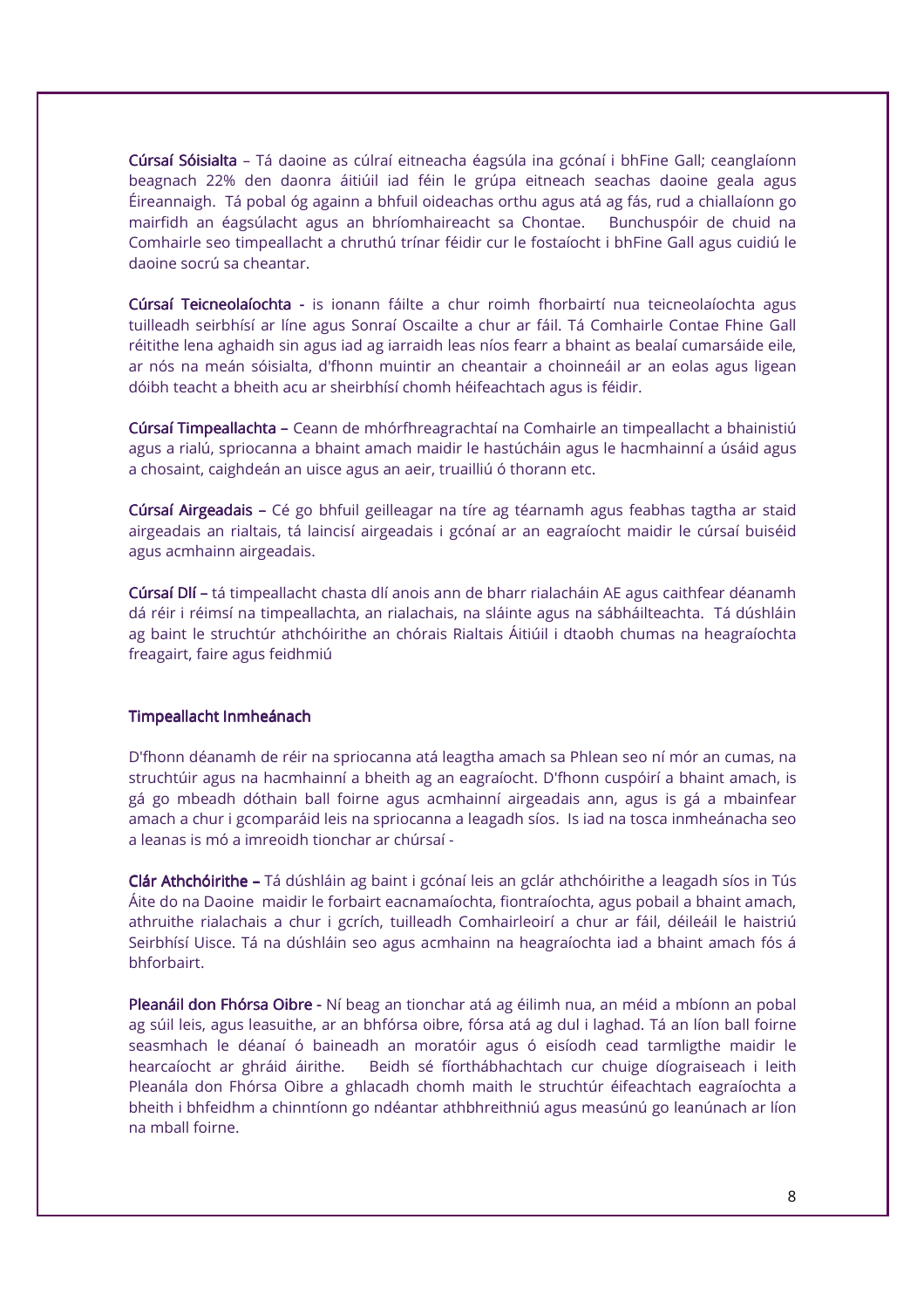**Cúrsaí Sóisialta** – Tá daoine as cúlraí eitneacha éagsúla ina gcónaí i bhFine Gall; ceanglaíonn beagnach 22% den daonra áitiúil iad féin le grúpa eitneach seachas daoine geala agus Éireannaigh. Tá pobal óg againn a bhfuil oideachas orthu agus atá ag fás, rud a chiallaíonn go mairfidh an éagsúlacht agus an bhríomhaireacht sa Chontae. Bunchuspóir de chuid na Comhairle seo timpeallacht a chruthú trínar féidir cur le fostaíocht i bhFine Gall agus cuidiú le daoine socrú sa cheantar.

**Cúrsaí Teicneolaíochta** - is ionann fáilte a chur roimh fhorbairtí nua teicneolaíochta agus tuilleadh seirbhísí ar líne agus Sonraí Oscailte a chur ar fáil. Tá Comhairle Contae Fhine Gall réitithe lena aghaidh sin agus iad ag iarraidh leas níos fearr a bhaint as bealaí cumarsáide eile, ar nós na meán sóisialta, d'fhonn muintir an cheantair a choinneáil ar an eolas agus ligean dóibh teacht a bheith acu ar sheirbhísí chomh héifeachtach agus is féidir.

**Cúrsaí Timpeallachta** – Ceann de mhórfhreagrachtaí na Comhairle an timpeallacht a bhainistiú agus a rialú, spriocanna a bhaint amach maidir le hastúcháin agus le hacmhainní a úsáid agus a chosaint, caighdeán an uisce agus an aeir, truailliú ó thorann etc.

**Cúrsaí Airgeadais** – Cé go bhfuil geilleagar na tíre ag téarnamh agus feabhas tagtha ar staid airgeadais an rialtais, tá laincisí airgeadais i gcónaí ar an eagraíocht maidir le cúrsaí buiséid agus acmhainn airgeadais.

**Cúrsaí Dlí** – tá timpeallacht chasta dlí anois ann de bharr rialacháin AE agus caithfear déanamh dá réir i réimsí na timpeallachta, an rialachais, na sláinte agus na sábháilteachta. Tá dúshláin ag baint le struchtúr athchóirithe an chórais Rialtais Áitiúil i dtaobh chumas na heagraíochta freagairt, faire agus feidhmiú

## Timpeallacht Inmheánach

D'fhonn déanamh de réir na spriocanna atá leagtha amach sa Phlean seo ní mór an cumas, na struchtúir agus na hacmhainní a bheith ag an eagraíocht. D'fhonn cuspóirí a bhaint amach, is gá go mbeadh dóthain ball foirne agus acmhainní airgeadais ann, agus is gá a mbainfear amach a chur i gcomparáid leis na spriocanna a leagadh síos. Is iad na tosca inmheánacha seo a leanas is mó a imreoidh tionchar ar chúrsaí -

**Clár Athchóirithe** – Tá dúshláin ag baint i gcónaí leis an gclár athchóirithe a leagadh síos in Tús Áite do na Daoine maidir le forbairt eacnamaíochta, fiontraíochta, agus pobail a bhaint amach, athruithe rialachais a chur i gcrích, tuilleadh Comhairleoirí a chur ar fáil, déileáil le haistriú Seirbhísí Uisce. Tá na dúshláin seo agus acmhainn na heagraíochta iad a bhaint amach fós á bhforbairt.

**Pleanáil don Fhórsa Oibre** - Ní beag an tionchar atá ag éilimh nua, an méid a mbíonn an pobal ag súil leis, agus leasuithe, ar an bhfórsa oibre, fórsa atá ag dul i laghad. Tá an líon ball foirne seasmhach le déanaí ó baineadh an moratóir agus ó eisíodh cead tarmligthe maidir le hearcaíocht ar ghráid áirithe. Beidh sé fíorthábhachtach cur chuige díograiseach i leith Pleanála don Fhórsa Oibre a ghlacadh chomh maith le struchtúr éifeachtach eagraíochta a bheith i bhfeidhm a chinntíonn go ndéantar athbhreithniú agus measúnú go leanúnach ar líon na mball foirne.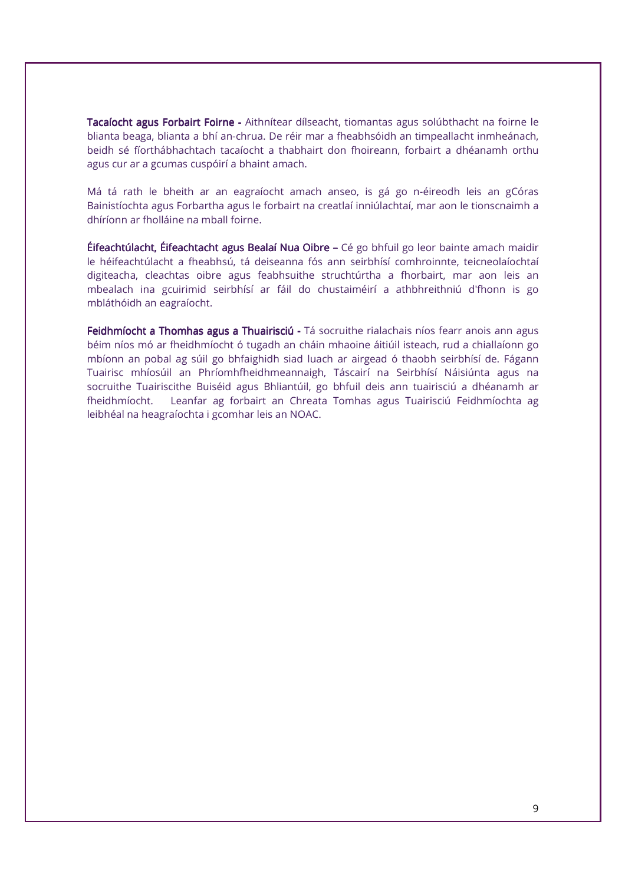**Tacaíocht agus Forbairt Foirne -** Aithnítear dílseacht, tiomantas agus solúbthacht na foirne le blianta beaga, blianta a bhí an-chrua. De réir mar a fheabhsóidh an timpeallacht inmheánach, beidh sé fíorthábhachtach tacaíocht a thabhairt don fhoireann, forbairt a dhéanamh orthu agus cur ar a gcumas cuspóirí a bhaint amach.

Má tá rath le bheith ar an eagraíocht amach anseo, is gá go n-éireodh leis an gCóras Bainistíochta agus Forbartha agus le forbairt na creatlaí inniúlachtaí, mar aon le tionscnaimh a dhíríonn ar fholláine na mball foirne.

**Éifeachtúlacht, Éifeachtacht agus Bealaí Nua Oibre –** Cé go bhfuil go leor bainte amach maidir le héifeachtúlacht a fheabhsú, tá deiseanna fós ann seirbhísí comhroinnte, teicneolaíochtaí digiteacha, cleachtas oibre agus feabhsuithe struchtúrtha a fhorbairt, mar aon leis an mbealach ina gcuirimid seirbhísí ar fáil do chustaiméirí a athbhreithniú d'fhonn is go mbláthóidh an eagraíocht.

**Feidhmíocht a Thomhas agus a Thuairisciú -** Tá socruithe rialachais níos fearr anois ann agus béim níos mó ar fheidhmíocht ó tugadh an cháin mhaoine áitiúil isteach, rud a chiallaíonn go mbíonn an pobal ag súil go bhfaighidh siad luach ar airgead ó thaobh seirbhísí de. Fágann Tuairisc mhíosúil an Phríomhfheidhmeannaigh, Táscairí na Seirbhísí Náisiúnta agus na socruithe Tuairiscithe Buiséid agus Bhliantúil, go bhfuil deis ann tuairisciú a dhéanamh ar fheidhmíocht. Leanfar ag forbairt an Chreata Tomhas agus Tuairisciú Feidhmíochta ag leibhéal na heagraíochta i gcomhar leis an NOAC.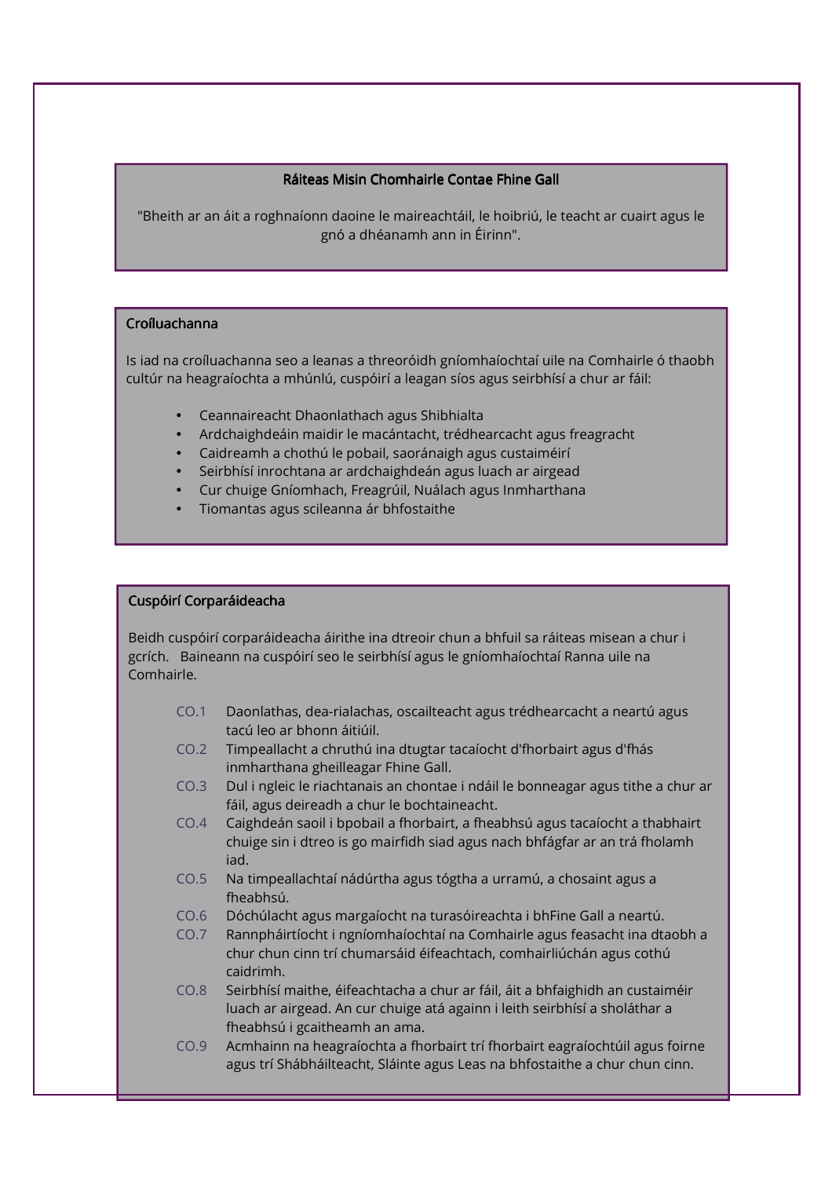## Ráiteas Misin Chomhairle Contae Fhine Gall

"Bheith ar an áit a roghnaíonn daoine le maireachtáil, le hoibriú, le teacht ar cuairt agus le gnó a dhéanamh ann in Éirinn".

## Croíluachanna

Is iad na croíluachanna seo a leanas a threoróidh gníomhaíochtaí uile na Comhairle ó thaobh cultúr na heagraíochta a mhúnlú, cuspóirí a leagan síos agus seirbhísí a chur ar fáil:

- Ceannaireacht Dhaonlathach agus Shibhialta
- Ardchaighdeáin maidir le macántacht, trédhearcacht agus freagracht
- Caidreamh a chothú le pobail, saoránaigh agus custaiméirí
- Seirbhísí inrochtana ar ardchaighdeán agus luach ar airgead
- Cur chuige Gníomhach, Freagrúil, Nuálach agus Inmharthana
- Tiomantas agus scileanna ár bhfostaithe

## Cuspóirí Corparáideacha

Beidh cuspóirí corparáideacha áirithe ina dtreoir chun a bhfuil sa ráiteas misean a chur i gcrích. Baineann na cuspóirí seo le seirbhísí agus le gníomhaíochtaí Ranna uile na Comhairle.

- CO.1 Daonlathas, dea-rialachas, oscailteacht agus trédhearcacht a neartú agus tacú leo ar bhonn áitiúil.
- CO.2 Timpeallacht a chruthú ina dtugtar tacaíocht d'fhorbairt agus d'fhás inmharthana gheilleagar Fhine Gall.
- CO.3 Dul i ngleic le riachtanais an chontae i ndáil le bonneagar agus tithe a chur ar fáil, agus deireadh a chur le bochtaineacht.
- CO.4 Caighdeán saoil i bpobail a fhorbairt, a fheabhsú agus tacaíocht a thabhairt chuige sin i dtreo is go mairfidh siad agus nach bhfágfar ar an trá fholamh iad.
- CO.5 Na timpeallachtaí nádúrtha agus tógtha a urramú, a chosaint agus a fheabhsú.
- CO.6 Dóchúlacht agus margaíocht na turasóireachta i bhFine Gall a neartú.
- CO.7 Rannpháirtíocht i ngníomhaíochtaí na Comhairle agus feasacht ina dtaobh a chur chun cinn trí chumarsáid éifeachtach, comhairliúchán agus cothú caidrimh.
- CO.8 Seirbhísí maithe, éifeachtacha a chur ar fáil, áit a bhfaighidh an custaiméir luach ar airgead. An cur chuige atá againn i leith seirbhísí a sholáthar a fheabhsú i gcaitheamh an ama.
- CO.9 Acmhainn na heagraíochta a fhorbairt trí fhorbairt eagraíochtúil agus foirne agus trí Shábháilteacht, Sláinte agus Leas na bhfostaithe a chur chun cinn.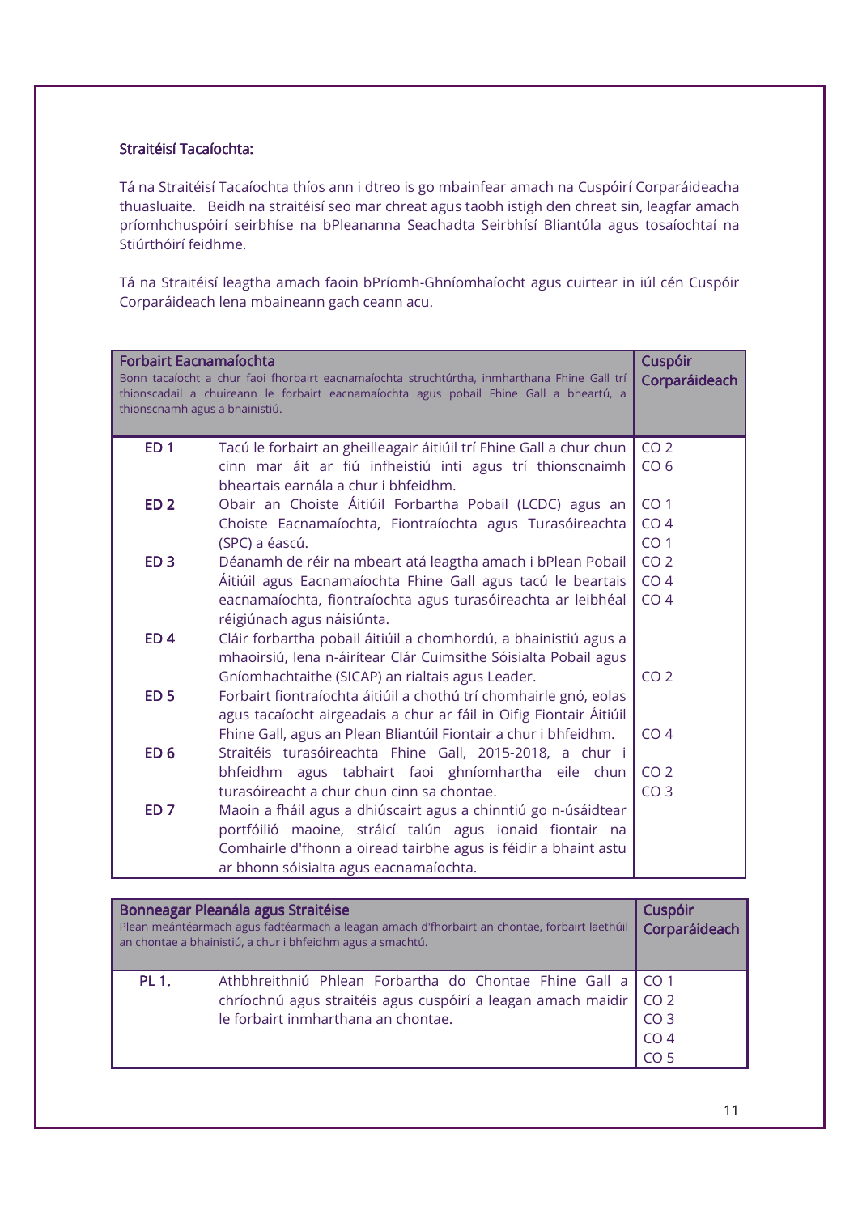### Straitéisí Tacaíochta:

Tá na Straitéisí Tacaíochta thíos ann i dtreo is go mbainfear amach na Cuspóirí Corparáideacha thuasluaite. Beidh na straitéisí seo mar chreat agus taobh istigh den chreat sin, leagfar amach príomhchuspóirí seirbhíse na bPleananna Seachadta Seirbhísí Bliantúla agus tosaíochtaí na Stiúrthóirí feidhme.

Tá na Straitéisí leagtha amach faoin bPríomh-Ghníomhaíocht agus cuirtear in iúl cén Cuspóir Corparáideach lena mbaineann gach ceann acu.

| **Forbairt Eacnamaíochta**<br>Bonn tacaíocht a chur faoi fhorbairt eacnamaíochta struchtúrtha, inmharthana Fhine Gall trí thionscadail a chuireann le forbairt eacnamaíochta agus pobail Fhine Gall a bheartú, a thionscnamh agus a bhainistiú. | | **Cuspóir Corparáideach** |
|---|---|---|
| **ED 1** | Tacú le forbairt an gheilleagair áitiúil trí Fhine Gall a chur chun cinn mar áit ar fiú infheistiú inti agus trí thionscnaimh bheartais earnála a chur i bhfeidhm. | CO 2<br>CO 6 |
| **ED 2** | Obair an Choiste Áitiúil Forbartha Pobail (LCDC) agus an Choiste Eacnamaíochta, Fiontraíochta agus Turasóireachta (SPC) a éascú. | CO 1<br>CO 4<br>CO 1 |
| **ED 3** | Déanamh de réir na mbeart atá leagtha amach i bPlean Pobail Áitiúil agus Eacnamaíochta Fhine Gall agus tacú le beartais eacnamaíochta, fiontraíochta agus turasóireachta ar leibhéal réigiúnach agus náisiúnta. | CO 2<br>CO 4<br>CO 4 |
| **ED 4** | Cláir forbartha pobail áitiúil a chomhordú, a bhainistiú agus a mhaoirsiú, lena n-áirítear Clár Cuimsithe Sóisialta Pobail agus Gníomhachtaithe (SICAP) an rialtais agus Leader. | CO 2 |
| **ED 5** | Forbairt fiontraíochta áitiúil a chothú trí chomhairle gnó, eolas agus tacaíocht airgeadais a chur ar fáil in Oifig Fiontair Áitiúil Fhine Gall, agus an Plean Bliantúil Fiontair a chur i bhfeidhm. | CO 4 |
| **ED 6** | Straitéis turasóireachta Fhine Gall, 2015-2018, a chur i bhfeidhm agus tabhairt faoi ghníomhartha eile chun turasóireacht a chur chun cinn sa chontae. | CO 2<br>CO 3 |
| **ED 7** | Maoin a fháil agus a dhiúscairt agus a chinntiú go n-úsáidtear portfóilió maoine, stráicí talún agus ionaid fiontair na Comhairle d'fhonn a oiread tairbhe agus is féidir a bhaint astu ar bhonn sóisialta agus eacnamaíochta. | |

| **Bonneagar Pleanála agus Straitéise**<br>Plean meántéarmach agus fadtéarmach a leagan amach d'fhorbairt an chontae, forbairt laethúil an chontae a bhainistiú, a chur i bhfeidhm agus a smachtú. | | **Cuspóir Corparáideach** |
|---|---|---|
| **PL 1.** | Athbhreithniú Phlean Forbartha do Chontae Fhine Gall a chríochnú agus straitéis agus cuspóirí a leagan amach maidir le forbairt inmharthana an chontae. | CO 1<br>CO 2<br>CO 3<br>CO 4<br>CO 5 |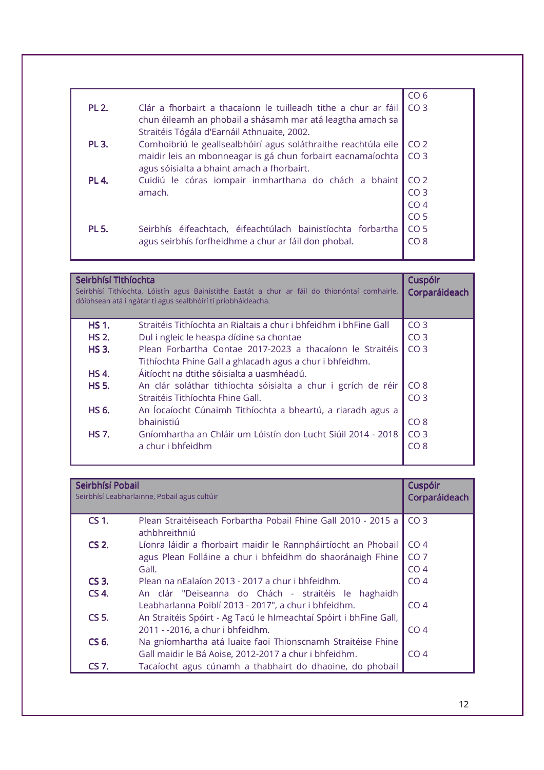| | | |
|---|---|---|
| | | CO 6 |
| **PL 2.** | Clár a fhorbairt a thacaíonn le tuilleadh tithe a chur ar fáil chun éileamh an phobail a shásamh mar atá leagtha amach sa Straitéis Tógála d'Earnáil Athnuaite, 2002. | CO 3 |
| **PL 3.** | Comhoibriú le geallsealbhóirí agus soláthraithe reachtúla eile maidir leis an mbonneagar is gá chun forbairt eacnamaíochta agus sóisialta a bhaint amach a fhorbairt. | CO 2<br>CO 3 |
| **PL 4.** | Cuidiú le córas iompair inmharthana do chách a bhaint amach. | CO 2<br>CO 3<br>CO 4<br>CO 5 |
| **PL 5.** | Seirbhís éifeachtach, éifeachtúlach bainistíochta forbartha agus seirbhís forfheidhme a chur ar fáil don phobal. | CO 5<br>CO 8 |

| **Seirbhísí Tithíochta**<br>Seirbhísí Tithíochta, Lóistín agus Bainistithe Eastát a chur ar fáil do thionóntaí comhairle, dóibhsean atá i ngátar tí agus sealbhóirí tí príobháideacha. | | **Cuspóir Corparáideach** |
|---|---|---|
| **HS 1.** | Straitéis Tithíochta an Rialtais a chur i bhfeidhm i bhFine Gall | CO 3 |
| **HS 2.** | Dul i ngleic le heaspa dídine sa chontae | CO 3 |
| **HS 3.** | Plean Forbartha Contae 2017-2023 a thacaíonn le Straitéis Tithíochta Fhine Gall a ghlacadh agus a chur i bhfeidhm. | CO 3 |
| **HS 4.** | Áitíocht na dtithe sóisialta a uasmhéadú. | |
| **HS 5.** | An clár soláthar tithíochta sóisialta a chur i gcrích de réir Straitéis Tithíochta Fhine Gall. | CO 8<br>CO 3 |
| **HS 6.** | An Íocaíocht Cúnaimh Tithíochta a bheartú, a riaradh agus a bhainistiú | CO 8 |
| **HS 7.** | Gníomhartha an Chláir um Lóistín don Lucht Siúil 2014 - 2018 a chur i bhfeidhm | CO 3<br>CO 8 |

| **Seirbhísí Pobail**<br>Seirbhísí Leabharlainne, Pobail agus cultúir | | **Cuspóir Corparáideach** |
|---|---|---|
| **CS 1.** | Plean Straitéiseach Forbartha Pobail Fhine Gall 2010 - 2015 a athbhreithniú | CO 3 |
| **CS 2.** | Líonra láidir a fhorbairt maidir le Rannpháirtíocht an Phobail agus Plean Folláine a chur i bhfeidhm do shaoránaigh Fhine Gall. | CO 4<br>CO 7<br>CO 4 |
| **CS 3.** | Plean na nEalaíon 2013 - 2017 a chur i bhfeidhm. | CO 4 |
| **CS 4.** | An clár "Deiseanna do Chách - straitéis le haghaidh Leabharlanna Poiblí 2013 - 2017", a chur i bhfeidhm. | CO 4 |
| **CS 5.** | An Straitéis Spóirt - Ag Tacú le hImeachtaí Spóirt i bhFine Gall, 2011 - -2016, a chur i bhfeidhm. | CO 4 |
| **CS 6.** | Na gníomhartha atá luaite faoi Thionscnamh Straitéise Fhine Gall maidir le Bá Aoise, 2012-2017 a chur i bhfeidhm. | CO 4 |
| **CS 7.** | Tacaíocht agus cúnamh a thabhairt do dhaoine, do phobail | |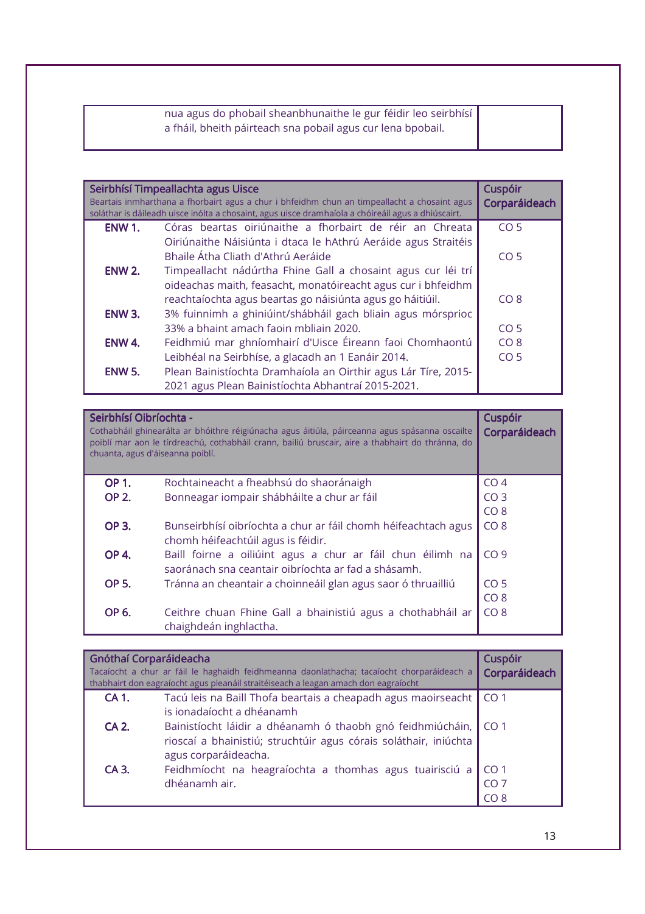| | | |
|---|---|---|
| | nua agus do phobail sheanbhunaithe le gur féidir leo seirbhísí a fháil, bheith páirteach sna pobail agus cur lena bpobail. | |

| **Seirbhísí Timpeallachta agus Uisce**<br>Beartais inmharthana a fhorbairt agus a chur i bhfeidhm chun an timpeallacht a chosaint agus soláthar is dáileadh uisce inólta a chosaint, agus uisce dramhaíola a chóireáil agus a dhiúscairt. | | **Cuspóir Corparáideach** |
|---|---|---|
| **ENW 1.** | Córas beartas oiriúnaithe a fhorbairt de réir an Chreata Oiriúnaithe Náisiúnta i dtaca le hAthrú Aeráide agus Straitéis Bhaile Átha Cliath d'Athrú Aeráide | CO 5 |
| **ENW 2.** | Timpeallacht nádúrtha Fhine Gall a chosaint agus cur léi trí oideachas maith, feasacht, monatóireacht agus cur i bhfeidhm reachtaíochta agus beartas go náisiúnta agus go háitiúil. | CO 5 |
| **ENW 3.** | 3% fuinnimh a ghiniúint/shábháil gach bliain agus mórsprioc 33% a bhaint amach faoin mbliain 2020. | CO 8 |
| **ENW 4.** | Feidhmiú mar ghníomhairí d'Uisce Éireann faoi Chomhaontú Leibhéal na Seirbhíse, a glacadh an 1 Eanáir 2014. | CO 5<br>CO 8 |
| **ENW 5.** | Plean Bainistíochta Dramhaíola an Oirthir agus Lár Tíre, 2015-2021 agus Plean Bainistíochta Abhantraí 2015-2021. | CO 5 |

| **Seirbhísí Oibríochta -**<br>Cothabháil ghinearálta ar bhóithre réigiúnacha agus áitiúla, páirceanna agus spásanna oscailte poiblí mar aon le tírdreachú, cothabháil crann, bailiú bruscair, aire a thabhairt do thránna, do chuanta, agus d'áiseanna poiblí. | | **Cuspóir Corparáideach** |
|---|---|---|
| **OP 1.** | Rochtaineacht a fheabhsú do shaoránaigh | CO 4 |
| **OP 2.** | Bonneagar iompair shábháilte a chur ar fáil | CO 3<br>CO 8 |
| **OP 3.** | Bunseirbhísí oibríochta a chur ar fáil chomh héifeachtach agus chomh héifeachtúil agus is féidir. | CO 8 |
| **OP 4.** | Baill foirne a oiliúint agus a chur ar fáil chun éilimh na saoránach sna ceantair oibríochta ar fad a shásamh. | CO 9 |
| **OP 5.** | Tránna an cheantair a choinneáil glan agus saor ó thruailliú | CO 5<br>CO 8 |
| **OP 6.** | Ceithre chuan Fhine Gall a bhainistiú agus a chothabháil ar chaighdeán inghlactha. | CO 8 |

| **Gnóthaí Corparáideacha**<br>Tacaíocht a chur ar fáil le haghaidh feidhmeanna daonlathacha; tacaíocht chorparáideach a thabhairt don eagraíocht agus pleanáil straitéiseach a leagan amach don eagraíocht | | **Cuspóir Corparáideach** |
|---|---|---|
| **CA 1.** | Tacú leis na Baill Thofa beartais a cheapadh agus maoirseacht is ionadaíocht a dhéanamh | CO 1 |
| **CA 2.** | Bainistíocht láidir a dhéanamh ó thaobh gnó feidhmiúcháin, rioscaí a bhainistiú; struchtúir agus córais soláthair, iniúchta agus corparáideacha. | CO 1 |
| **CA 3.** | Feidhmíocht na heagraíochta a thomhas agus tuairisciú a dhéanamh air. | CO 1<br>CO 7<br>CO 8 |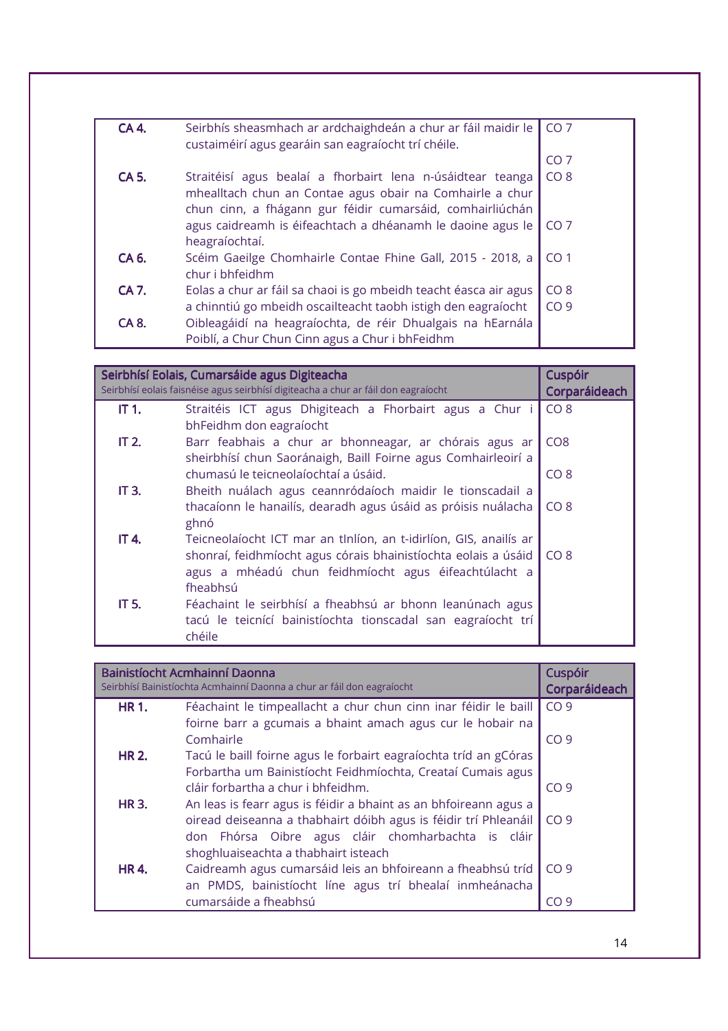| | | |
|---|---|---|
| **CA 4.** | Seirbhís sheasmhach ar ardchaighdeán a chur ar fáil maidir le custaiméirí agus gearáin san eagraíocht trí chéile. | CO 7<br>CO 7 |
| **CA 5.** | Straitéisí agus bealaí a fhorbairt lena n-úsáidtear teanga mhealltach chun an Contae agus obair na Comhairle a chur chun cinn, a fhágann gur féidir cumarsáid, comhairliúchán agus caidreamh is éifeachtach a dhéanamh le daoine agus le heagraíochtaí. | CO 8<br>CO 7 |
| **CA 6.** | Scéim Gaeilge Chomhairle Contae Fhine Gall, 2015 - 2018, a chur i bhfeidhm | CO 1 |
| **CA 7.** | Eolas a chur ar fáil sa chaoi is go mbeidh teacht éasca air agus a chinntiú go mbeidh oscailteacht taobh istigh den eagraíocht | CO 8<br>CO 9 |
| **CA 8.** | Oibleagáidí na heagraíochta, de réir Dhualgais na hEarnála Poiblí, a Chur Chun Cinn agus a Chur i bhFeidhm | |

| **Seirbhísí Eolais, Cumarsáide agus Digiteacha**<br>Seirbhísí eolais faisnéise agus seirbhísí digiteacha a chur ar fáil don eagraíocht | | **Cuspóir Corparáideach** |
|---|---|---|
| **IT 1.** | Straitéis ICT agus Dhigiteach a Fhorbairt agus a Chur i bhFeidhm don eagraíocht | CO 8 |
| **IT 2.** | Barr feabhais a chur ar bhonneagar, ar chórais agus ar sheirbhísí chun Saoránaigh, Baill Foirne agus Comhairleoirí a chumasú le teicneolaíochtaí a úsáid. | CO8<br>CO 8 |
| **IT 3.** | Bheith nuálach agus ceannródaíoch maidir le tionscadail a thacaíonn le hanailís, dearadh agus úsáid as próisis nuálacha ghnó | CO 8 |
| **IT 4.** | Teicneolaíocht ICT mar an tInlíon, an t-idirlíon, GIS, anailís ar shonraí, feidhmíocht agus córais bhainistíochta eolais a úsáid agus a mhéadú chun feidhmíocht agus éifeachtúlacht a fheabhsú | CO 8 |
| **IT 5.** | Féachaint le seirbhísí a fheabhsú ar bhonn leanúnach agus tacú le teicnící bainistíochta tionscadal san eagraíocht trí chéile | |

| **Bainistíocht Acmhainní Daonna**<br>Seirbhísí Bainistíochta Acmhainní Daonna a chur ar fáil don eagraíocht | | **Cuspóir Corparáideach** |
|---|---|---|
| **HR 1.** | Féachaint le timpeallacht a chur chun cinn inar féidir le baill foirne barr a gcumais a bhaint amach agus cur le hobair na Comhairle | CO 9<br>CO 9 |
| **HR 2.** | Tacú le baill foirne agus le forbairt eagraíochta tríd an gCóras Forbartha um Bainistíocht Feidhmíochta, Creataí Cumais agus cláir forbartha a chur i bhfeidhm. | CO 9 |
| **HR 3.** | An leas is fearr agus is féidir a bhaint as an bhfoireann agus a oiread deiseanna a thabhairt dóibh agus is féidir trí Phleanáil don Fhórsa Oibre agus cláir chomharbachta is cláir shoghluaiseachta a thabhairt isteach | CO 9 |
| **HR 4.** | Caidreamh agus cumarsáid leis an bhfoireann a fheabhsú tríd an PMDS, bainistíocht líne agus trí bhealaí inmheánacha cumarsáide a fheabhsú | CO 9<br>CO 9 |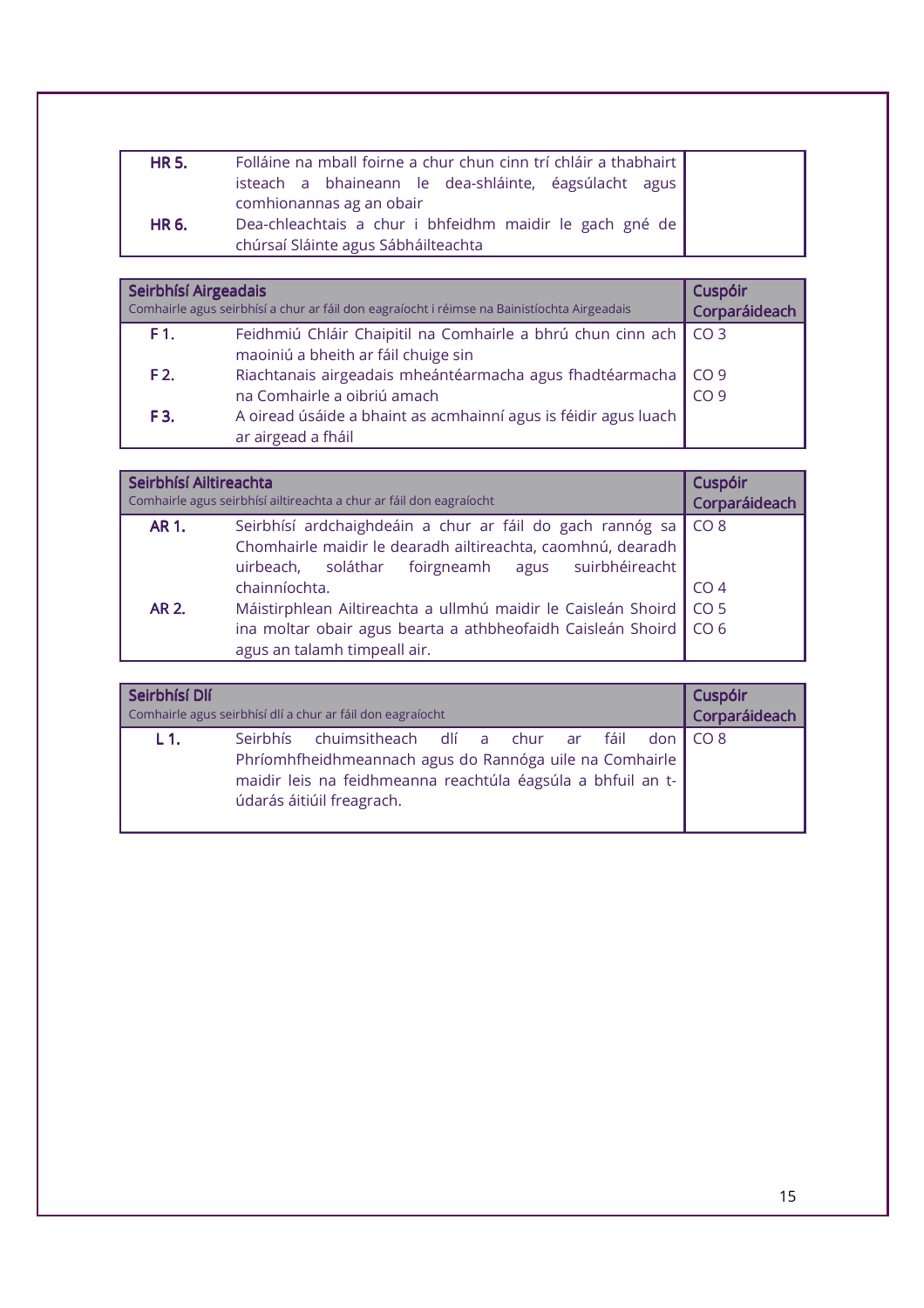| | | |
|---|---|---|
| **HR 5.** | Folláine na mball foirne a chur chun cinn trí chláir a thabhairt isteach a bhaineann le dea-shláinte, éagsúlacht agus comhionannas ag an obair | |
| **HR 6.** | Dea-chleachtais a chur i bhfeidhm maidir le gach gné de chúrsaí Sláinte agus Sábháilteachta | |

| **Seirbhísí Airgeadais**<br>Comhairle agus seirbhísí a chur ar fáil don eagraíocht i réimse na Bainistíochta Airgeadais | | **Cuspóir Corparáideach** |
|---|---|---|
| **F 1.** | Feidhmiú Chláir Chaipitil na Comhairle a bhrú chun cinn ach maoiniú a bheith ar fáil chuige sin | CO 3 |
| **F 2.** | Riachtanais airgeadais mheántéarmacha agus fhadtéarmacha na Comhairle a oibriú amach | CO 9<br>CO 9 |
| **F 3.** | A oiread úsáide a bhaint as acmhainní agus is féidir agus luach ar airgead a fháil | |

| **Seirbhísí Ailtireachta**<br>Comhairle agus seirbhísí ailtireachta a chur ar fáil don eagraíocht | | **Cuspóir Corparáideach** |
|---|---|---|
| **AR 1.** | Seirbhísí ardchaighdeáin a chur ar fáil do gach rannóg sa Chomhairle maidir le dearadh ailtireachta, caomhnú, dearadh uirbeach, soláthar foirgneamh agus suirbhéireacht chainníochta. | CO 8 |
| **AR 2.** | Máistirphlean Ailtireachta a ullmhú maidir le Caisleán Shoird ina moltar obair agus bearta a athbheofaidh Caisleán Shoird agus an talamh timpeall air. | CO 4<br>CO 5<br>CO 6 |

| **Seirbhísí Dlí**<br>Comhairle agus seirbhísí dlí a chur ar fáil don eagraíocht | | **Cuspóir Corparáideach** |
|---|---|---|
| **L 1.** | Seirbhís chuimsitheach dlí a chur ar fáil don Phríomhfheidhmeannach agus do Rannóga uile na Comhairle maidir leis na feidhmeanna reachtúla éagsúla a bhfuil an t-údarás áitiúil freagrach. | CO 8 |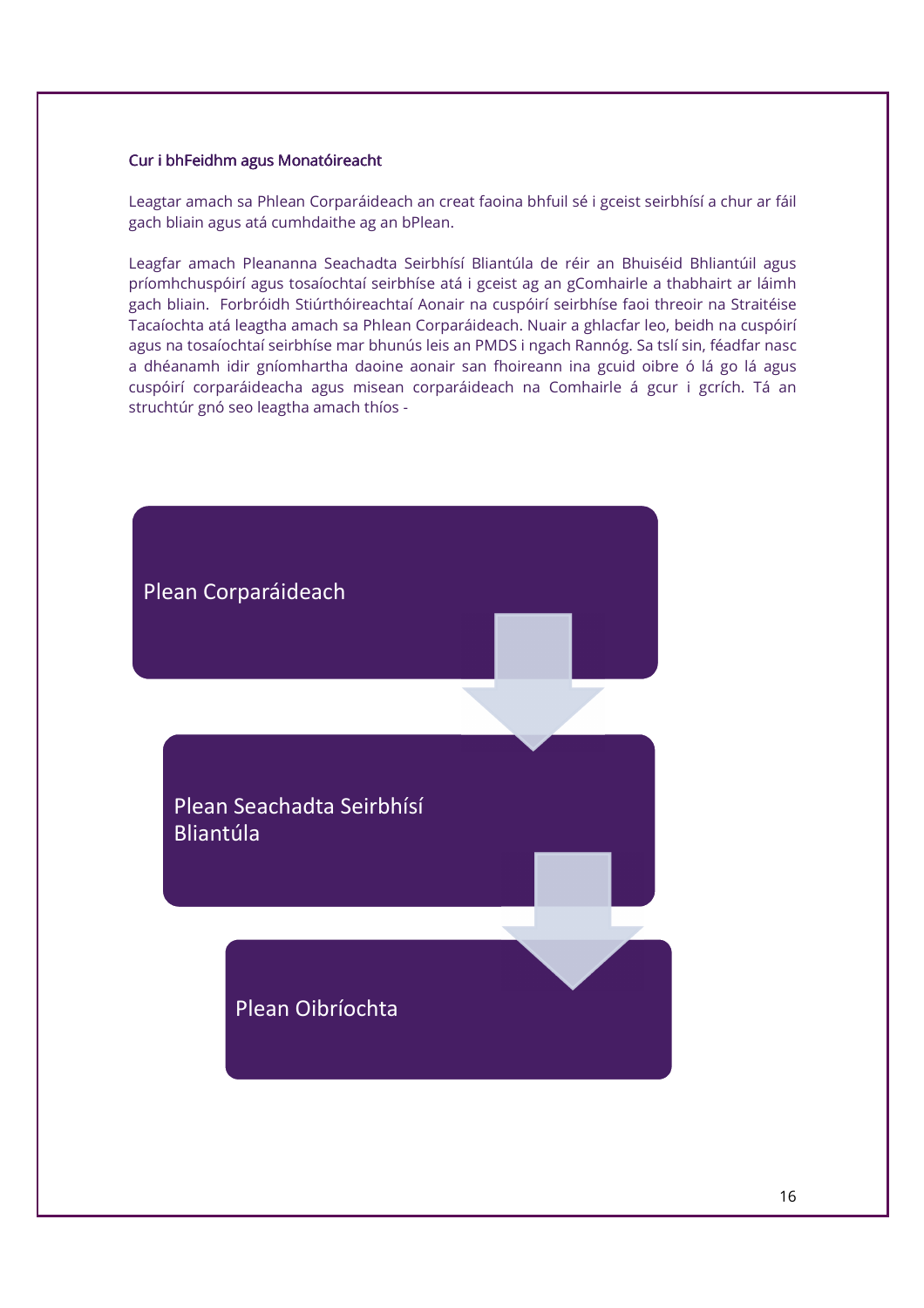### Cur i bhFeidhm agus Monatóireacht

Leagtar amach sa Phlean Corparáideach an creat faoina bhfuil sé i gceist seirbhísí a chur ar fáil gach bliain agus atá cumhdaithe ag an bPlean.

Leagfar amach Pleananna Seachadta Seirbhísí Bliantúla de réir an Bhuiséid Bhliantúil agus príomhchuspóirí agus tosaíochtaí seirbhíse atá i gceist ag an gComhairle a thabhairt ar láimh gach bliain. Forbróidh Stiúrthóireachtaí Aonair na cuspóirí seirbhíse faoi threoir na Straitéise Tacaíochta atá leagtha amach sa Phlean Corparáideach. Nuair a ghlacfar leo, beidh na cuspóirí agus na tosaíochtaí seirbhíse mar bhunús leis an PMDS i ngach Rannóg. Sa tslí sin, féadfar nasc a dhéanamh idir gníomhartha daoine aonair san fhoireann ina gcuid oibre ó lá go lá agus cuspóirí corparáideacha agus misean corparáideach na Comhairle á gcur i gcrích. Tá an struchtúr gnó seo leagtha amach thíos -

Plean Corparáideach

Plean Seachadta Seirbhísí Bliantúla

Plean Oibríochta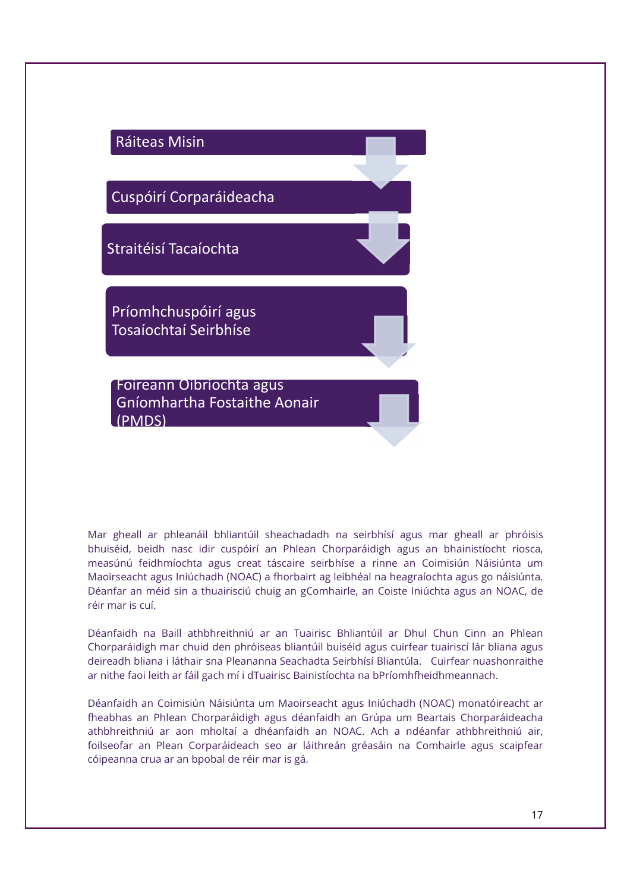Ráiteas Misin

Cuspóirí Corparáideacha

Straitéisí Tacaíochta

Príomhchuspóirí agus Tosaíochtaí Seirbhíse

Foireann Oibríochta agus Gníomhartha Fostaithe Aonair (PMDS)

Mar gheall ar phleanáil bhliantúil sheachadadh na seirbhísí agus mar gheall ar phróisis bhuiséid, beidh nasc idir cuspóirí an Phlean Chorparáidigh agus an bhainistíocht riosca, measúnú feidhmíochta agus creat táscaire seirbhíse a rinne an Coimisiún Náisiúnta um Maoirseacht agus Iniúchadh (NOAC) a fhorbairt ag leibhéal na heagraíochta agus go náisiúnta. Déanfar an méid sin a thuairisciú chuig an gComhairle, an Coiste Iniúchta agus an NOAC, de réir mar is cuí.

Déanfaidh na Baill athbhreithniú ar an Tuairisc Bhliantúil ar Dhul Chun Cinn an Phlean Chorparáidigh mar chuid den phróiseas bliantúil buiséid agus cuirfear tuairiscí lár bliana agus deireadh bliana i láthair sna Pleananna Seachadta Seirbhísí Bliantúla. Cuirfear nuashonraithe ar nithe faoi leith ar fáil gach mí i dTuairisc Bainistíochta na bPríomhfheidhmeannach.

Déanfaidh an Coimisiún Náisiúnta um Maoirseacht agus Iniúchadh (NOAC) monatóireacht ar fheabhas an Phlean Chorparáidigh agus déanfaidh an Grúpa um Beartais Chorparáideacha athbhreithniú ar aon mholtaí a dhéanfaidh an NOAC. Ach a ndéanfar athbhreithniú air, foilseofar an Plean Corparáideach seo ar láithreán gréasáin na Comhairle agus scaipfear cóipeanna crua ar an bpobal de réir mar is gá.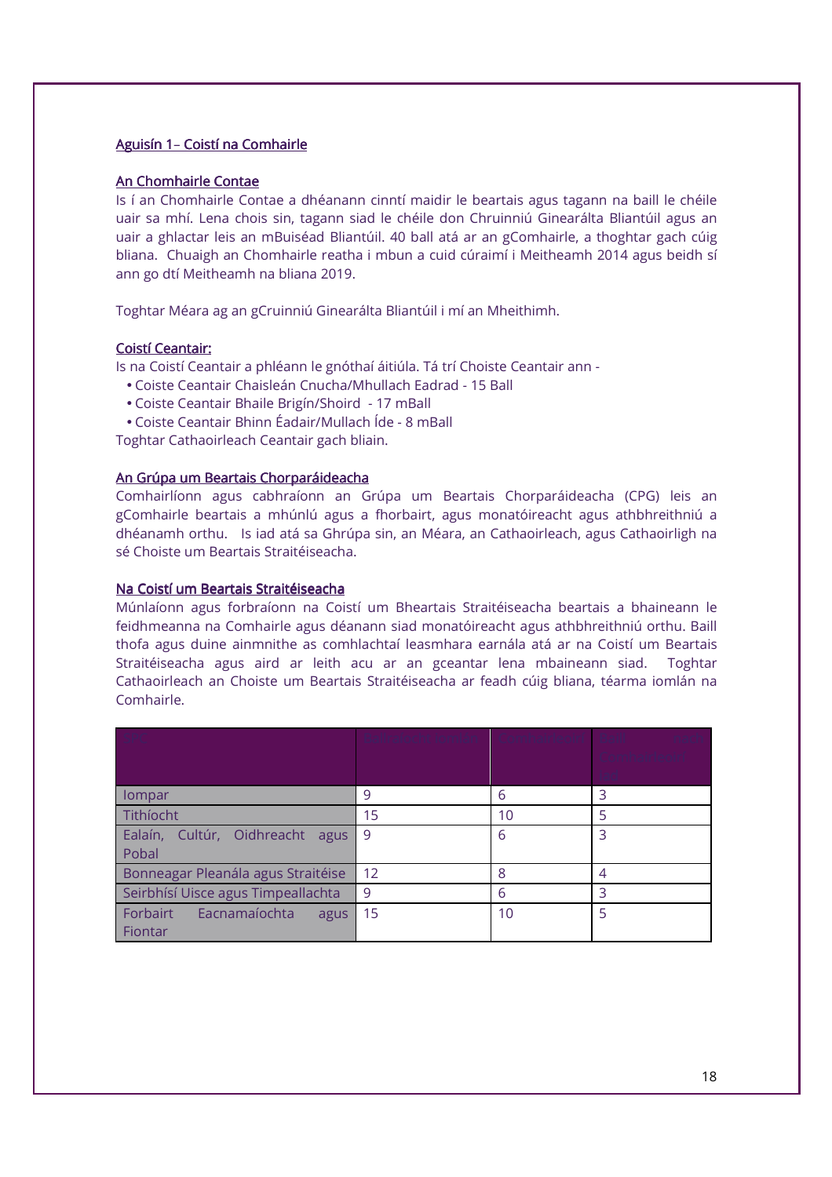## Aguisín 1– Coistí na Comhairle

### An Chomhairle Contae

Is í an Chomhairle Contae a dhéanann cinntí maidir le beartais agus tagann na baill le chéile uair sa mhí. Lena chois sin, tagann siad le chéile don Chruinniú Ginearálta Bliantúil agus an uair a ghlactar leis an mBuiséad Bliantúil. 40 ball atá ar an gComhairle, a thoghtar gach cúig bliana. Chuaigh an Chomhairle reatha i mbun a cuid cúraimí i Meitheamh 2014 agus beidh sí ann go dtí Meitheamh na bliana 2019.

Toghtar Méara ag an gCruinniú Ginearálta Bliantúil i mí an Mheithimh.

### Coistí Ceantair:

Is na Coistí Ceantair a phléann le gnóthaí áitiúla. Tá trí Choiste Ceantair ann -

- Coiste Ceantair Chaisleán Cnucha/Mhullach Eadrad - 15 Ball
- Coiste Ceantair Bhaile Brigín/Shoird - 17 mBall
- Coiste Ceantair Bhinn Éadair/Mullach Íde - 8 mBall

Toghtar Cathaoirleach Ceantair gach bliain.

### An Grúpa um Beartais Chorparáideacha

Comhairlíonn agus cabhraíonn an Grúpa um Beartais Chorparáideacha (CPG) leis an gComhairle beartais a mhúnlú agus a fhorbairt, agus monatóireacht agus athbhreithniú a dhéanamh orthu. Is iad atá sa Ghrúpa sin, an Méara, an Cathaoirleach, agus Cathaoirligh na sé Choiste um Beartais Straitéiseacha.

### Na Coistí um Beartais Straitéiseacha

Múnlaíonn agus forbraíonn na Coistí um Bheartais Straitéiseacha beartais a bhaineann le feidhmeanna na Comhairle agus déanann siad monatóireacht agus athbhreithniú orthu. Baill thofa agus duine ainmnithe as comhlachtaí leasmhara earnála atá ar na Coistí um Beartais Straitéiseacha agus aird ar leith acu ar an gceantar lena mbaineann siad. Toghtar Cathaoirleach an Choiste um Beartais Straitéiseacha ar feadh cúig bliana, téarma iomlán na Comhairle.

| | | | |
|---|---|---|---|
| Iompar | 9 | 6 | 3 |
| Tithíocht | 15 | 10 | 5 |
| Ealaín, Cultúr, Oidhreacht agus Pobal | 9 | 6 | 3 |
| Bonneagar Pleanála agus Straitéise | 12 | 8 | 4 |
| Seirbhísí Uisce agus Timpeallachta | 9 | 6 | 3 |
| Forbairt Eacnamaíochta agus Fiontar | 15 | 10 | 5 |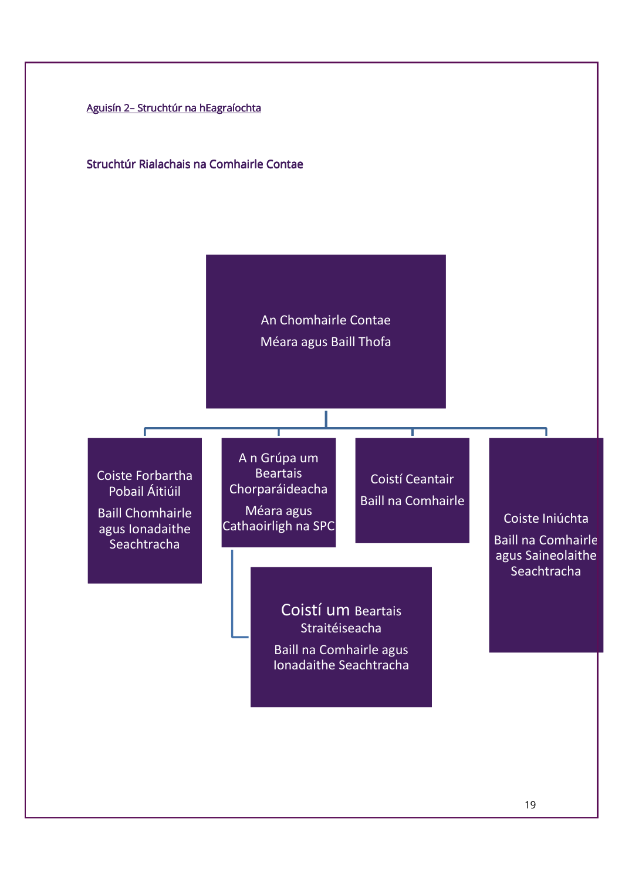Aguisín 2– Struchtúr na hEagraíochta

## Struchtúr Rialachais na Comhairle Contae

An Chomhairle Contae
Méara agus Baill Thofa

Coiste Forbartha Pobail Áitiúil
Baill Chomhairle agus Ionadaithe Seachtracha

A n Grúpa um Beartais Chorparáideacha
Méara agus Cathaoirligh na SPC

Coistí um Beartais Straitéiseacha
Baill na Comhairle agus Ionadaithe Seachtracha

Coistí Ceantair
Baill na Comhairle

Coiste Iniúchta
Baill na Comhairle agus Saineolaithe Seachtracha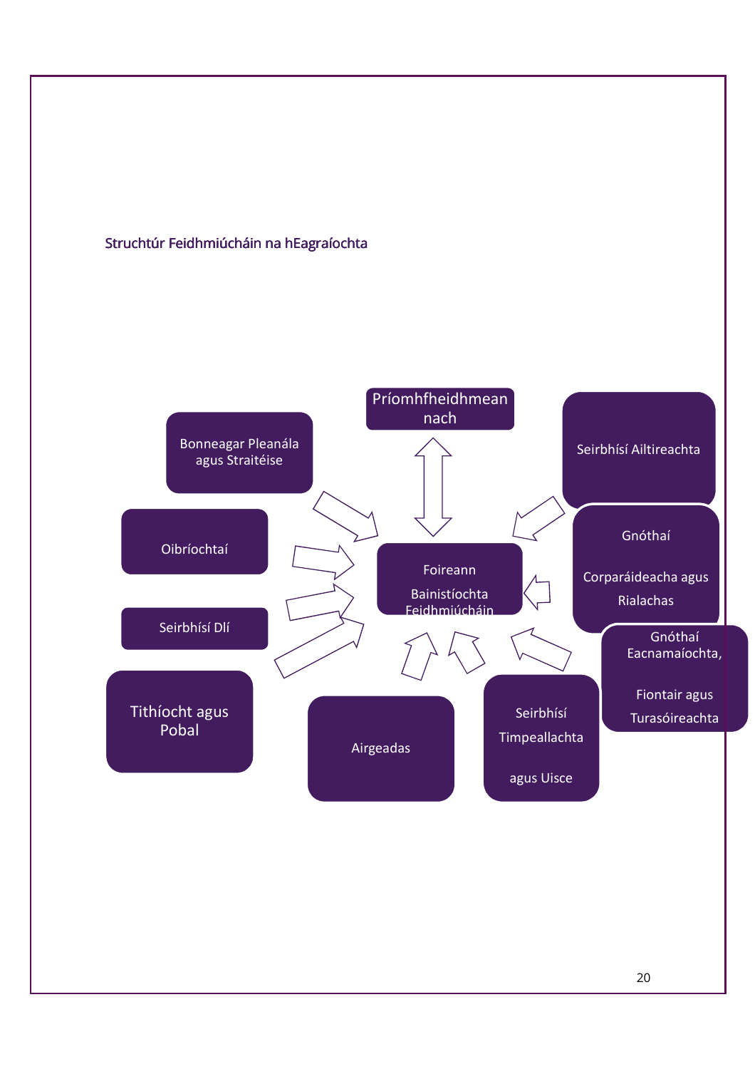Struchtúr Feidhmiúcháin na hEagraíochta

Príomhfheidhmeannach

Bonneagar Pleanála agus Straitéise

Seirbhísí Ailtireachta

Oibríochtaí

Foireann Bainistíochta Feidhmiúcháin

Gnóthaí Corparáideacha agus Rialachas

Seirbhísí Dlí

Gnóthaí Eacnamaíochta, Fiontair agus Turasóireachta

Tithíocht agus Pobal

Airgeadas

Seirbhísí Timpeallachta agus Uisce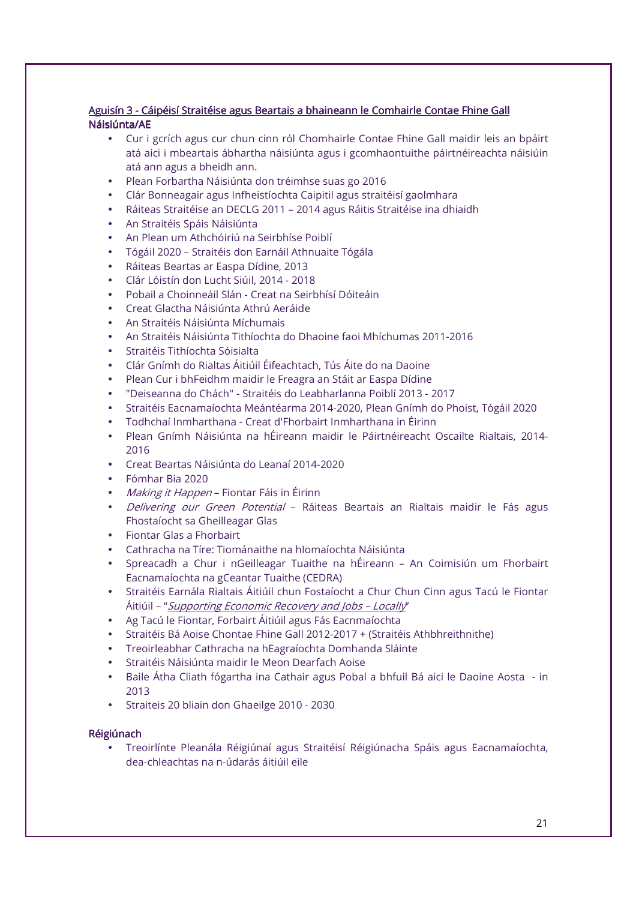## Aguisín 3 - Cáipéisí Straitéise agus Beartais a bhaineann le Comhairle Contae Fhine Gall

### Náisiúnta/AE

- Cur i gcrích agus cur chun cinn ról Chomhairle Contae Fhine Gall maidir leis an bpáirt atá aici i mbeartais ábhartha náisiúnta agus i gcomhaontuithe páirtnéireachta náisiúin atá ann agus a bheidh ann.
- Plean Forbartha Náisiúnta don tréimhse suas go 2016
- Clár Bonneagair agus Infheistíochta Caipitil agus straitéisí gaolmhara
- Ráiteas Straitéise an DECLG 2011 – 2014 agus Ráitis Straitéise ina dhiaidh
- An Straitéis Spáis Náisiúnta
- An Plean um Athchóiriú na Seirbhíse Poiblí
- Tógáil 2020 – Straitéis don Earnáil Athnuaite Tógála
- Ráiteas Beartas ar Easpa Dídine, 2013
- Clár Lóistín don Lucht Siúil, 2014 - 2018
- Pobail a Choinneáil Slán - Creat na Seirbhísí Dóiteáin
- Creat Glactha Náisiúnta Athrú Aeráide
- An Straitéis Náisiúnta Míchumais
- An Straitéis Náisiúnta Tithíochta do Dhaoine faoi Mhíchumas 2011-2016
- Straitéis Tithíochta Sóisialta
- Clár Gnímh do Rialtas Áitiúil Éifeachtach, Tús Áite do na Daoine
- Plean Cur i bhFeidhm maidir le Freagra an Stáit ar Easpa Dídine
- "Deiseanna do Chách" - Straitéis do Leabharlanna Poiblí 2013 - 2017
- Straitéis Eacnamaíochta Meántéarma 2014-2020, Plean Gnímh do Phoist, Tógáil 2020
- Todhchaí Inmharthana - Creat d'Fhorbairt Inmharthana in Éirinn
- Plean Gnímh Náisiúnta na hÉireann maidir le Páirtnéireacht Oscailte Rialtais, 2014-2016
- Creat Beartas Náisiúnta do Leanaí 2014-2020
- Fómhar Bia 2020
- *Making it Happen* – Fiontar Fáis in Éirinn
- *Delivering our Green Potential* – Ráiteas Beartais an Rialtais maidir le Fás agus Fhostaíocht sa Gheilleagar Glas
- Fiontar Glas a Fhorbairt
- Cathracha na Tíre: Tiománaithe na hIomaíochta Náisiúnta
- Spreacadh a Chur i nGeilleagar Tuaithe na hÉireann – An Coimisiún um Fhorbairt Eacnamaíochta na gCeantar Tuaithe (CEDRA)
- Straitéis Earnála Rialtais Áitiúil chun Fostaíocht a Chur Chun Cinn agus Tacú le Fiontar Áitiúil – "*Supporting Economic Recovery and Jobs – Locally*"
- Ag Tacú le Fiontar, Forbairt Áitiúil agus Fás Eacnmaíochta
- Straitéis Bá Aoise Chontae Fhine Gall 2012-2017 + (Straitéis Athbhreithnithe)
- Treoirleabhar Cathracha na hEagraíochta Domhanda Sláinte
- Straitéis Náisiúnta maidir le Meon Dearfach Aoise
- Baile Átha Cliath fógartha ina Cathair agus Pobal a bhfuil Bá aici le Daoine Aosta - in 2013
- Straiteis 20 bliain don Ghaeilge 2010 - 2030

### Réigiúnach

- Treoirlínte Pleanála Réigiúnaí agus Straitéisí Réigiúnacha Spáis agus Eacnamaíochta, dea-chleachtas na n-údarás áitiúil eile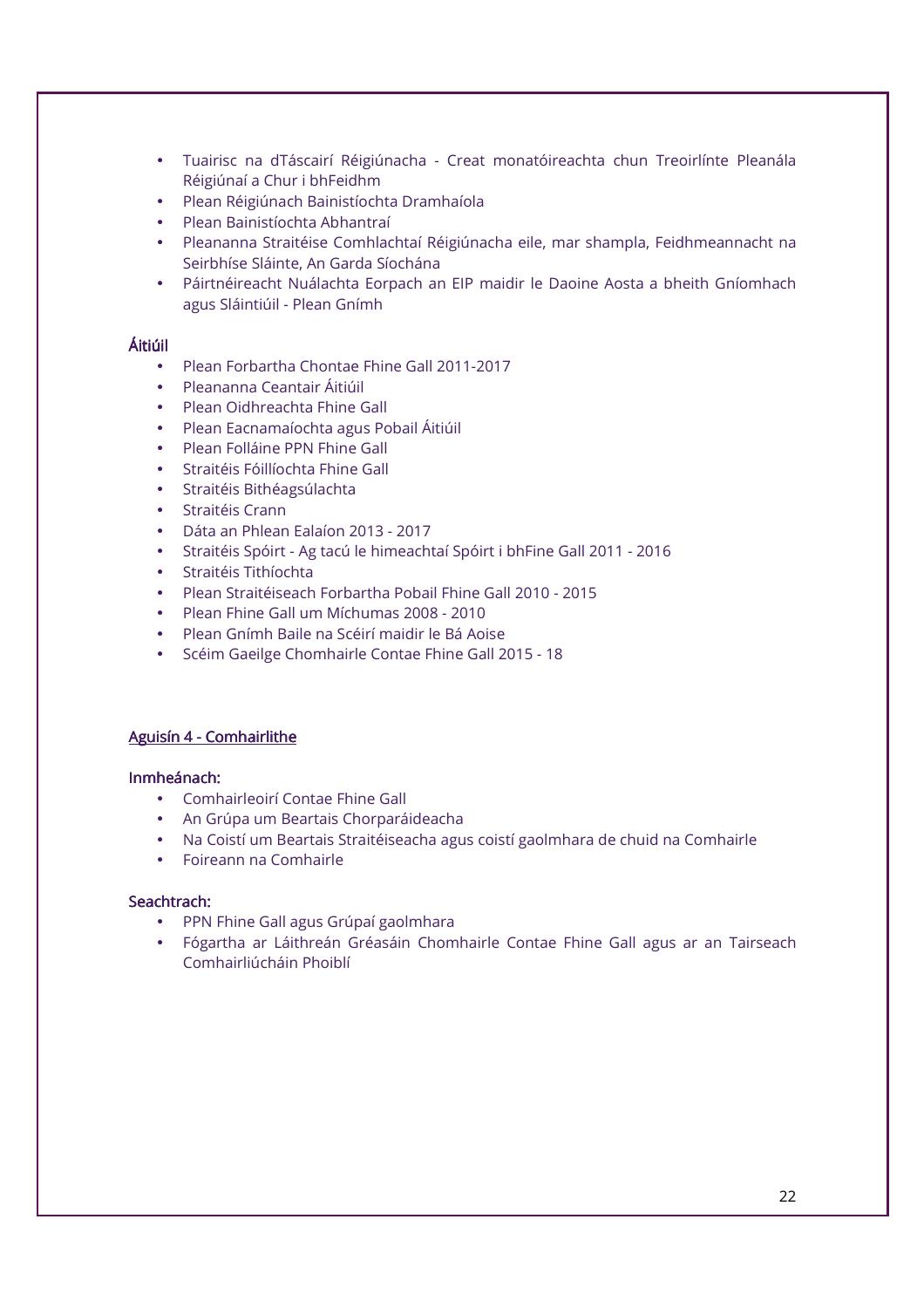- Tuairisc na dTáscairí Réigiúnacha - Creat monatóireachta chun Treoirlínte Pleanála Réigiúnaí a Chur i bhFeidhm
- Plean Réigiúnach Bainistíochta Dramhaíola
- Plean Bainistíochta Abhantraí
- Pleananna Straitéise Comhlachtaí Réigiúnacha eile, mar shampla, Feidhmeannacht na Seirbhíse Sláinte, An Garda Síochána
- Páirtnéireacht Nuálachta Eorpach an EIP maidir le Daoine Aosta a bheith Gníomhach agus Sláintiúil - Plean Gnímh

### Áitiúil

- Plean Forbartha Chontae Fhine Gall 2011-2017
- Pleananna Ceantair Áitiúil
- Plean Oidhreachta Fhine Gall
- Plean Eacnamaíochta agus Pobail Áitiúil
- Plean Folláine PPN Fhine Gall
- Straitéis Fóillíochta Fhine Gall
- Straitéis Bithéagsúlachta
- Straitéis Crann
- Dáta an Phlean Ealaíon 2013 - 2017
- Straitéis Spóirt - Ag tacú le himeachtaí Spóirt i bhFine Gall 2011 - 2016
- Straitéis Tithíochta
- Plean Straitéiseach Forbartha Pobail Fhine Gall 2010 - 2015
- Plean Fhine Gall um Míchumas 2008 - 2010
- Plean Gnímh Baile na Scéirí maidir le Bá Aoise
- Scéim Gaeilge Chomhairle Contae Fhine Gall 2015 - 18

## Aguisín 4 - Comhairlithe

### Inmheánach:

- Comhairleoirí Contae Fhine Gall
- An Grúpa um Beartais Chorparáideacha
- Na Coistí um Beartais Straitéiseacha agus coistí gaolmhara de chuid na Comhairle
- Foireann na Comhairle

### Seachtrach:

- PPN Fhine Gall agus Grúpaí gaolmhara
- Fógartha ar Láithreán Gréasáin Chomhairle Contae Fhine Gall agus ar an Tairseach Comhairliúcháin Phoiblí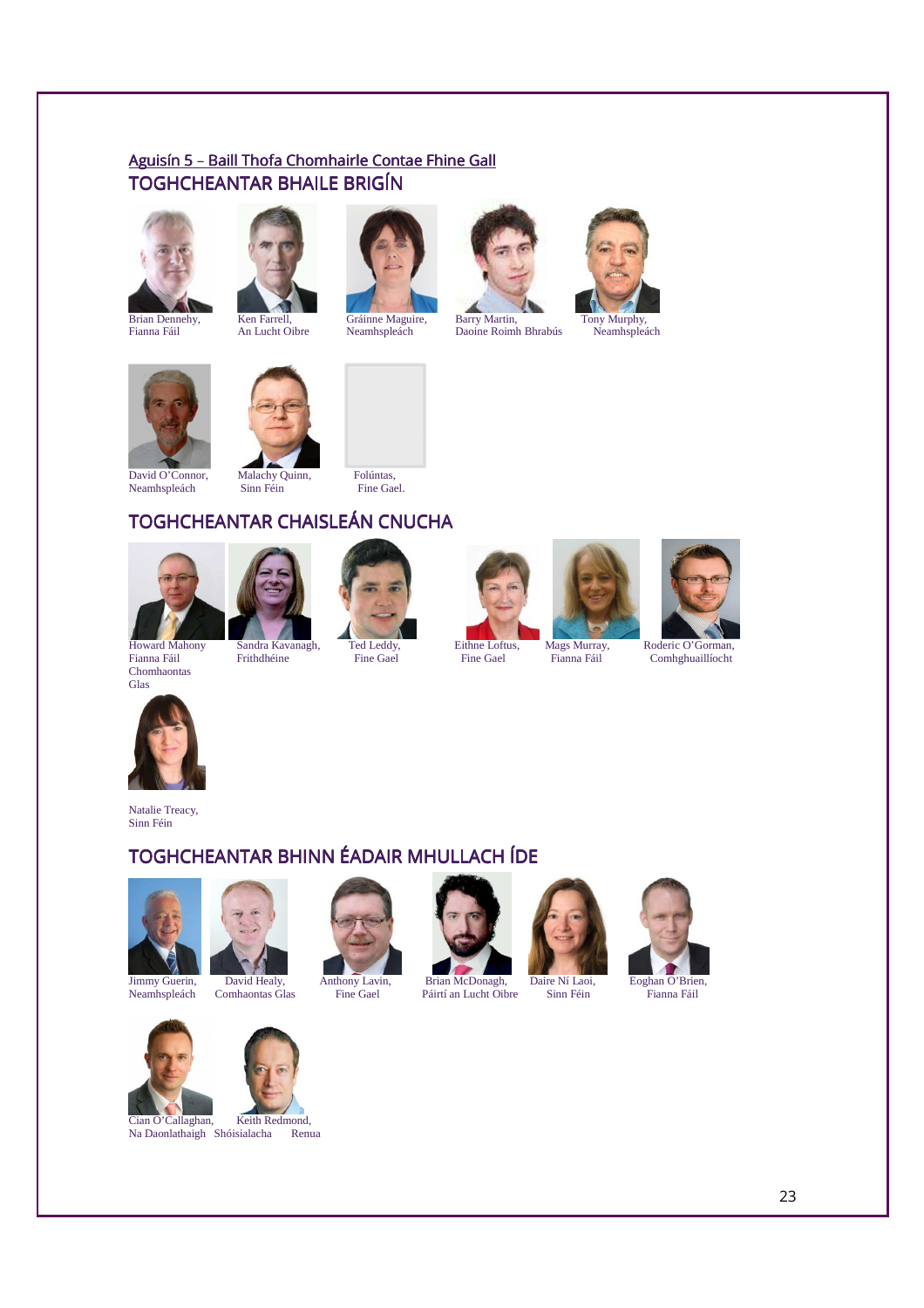## Aguisín 5 – Baill Thofa Chomhairle Contae Fhine Gall

## TOGHCHEANTAR BHAILE BRIGÍN

Brian Dennehy, Fianna Fáil

Ken Farrell, An Lucht Oibre

Gráinne Maguire, Neamhspleách

Barry Martin, Daoine Roimh Bhrabús

Tony Murphy, Neamhspleách

David O'Connor, Neamhspleách

Malachy Quinn, Sinn Féin

Folúntas, Fine Gael.

## TOGHCHEANTAR CHAISLEÁN CNUCHA

Howard Mahony Fianna Fáil Chomhaontas Glas

Sandra Kavanagh, Frithdhéine

Ted Leddy, Fine Gael

Eithne Loftus, Fine Gael

Mags Murray, Fianna Fáil

Roderic O'Gorman, Comhghuaillíocht

Natalie Treacy, Sinn Féin

## TOGHCHEANTAR BHINN ÉADAIR MHULLACH ÍDE

Jimmy Guerin, Neamhspleách

David Healy, Comhaontas Glas

Anthony Lavin, Fine Gael

Brian McDonagh, Páirtí an Lucht Oibre

Daire Ní Laoi, Sinn Féin

Eoghan O'Brien, Fianna Fáil

Cian O'Callaghan, Na Daonlathaigh Shóisialacha

Keith Redmond, Renua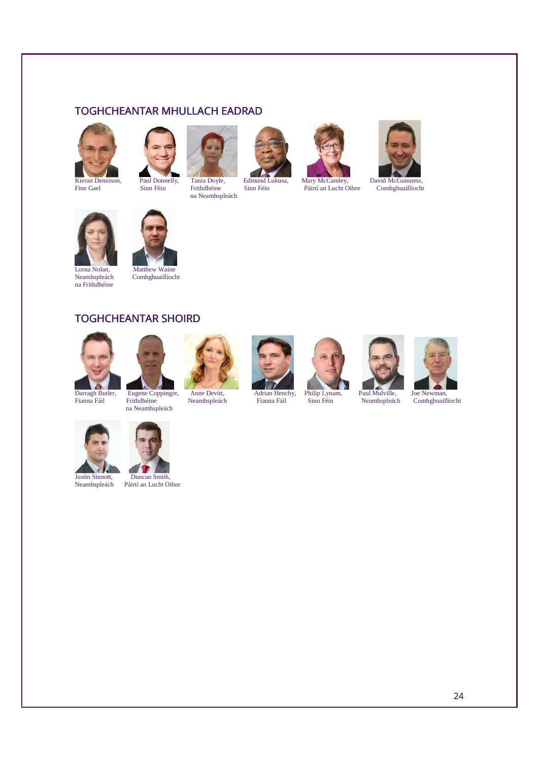## TOGHCHEANTAR MHULLACH EADRAD

Kieran Dennison, Fine Gael

Paul Donnelly, Sinn Féin

Tania Doyle, Frithdhéine na Neamhspleách

Edmund Lukusa, Sinn Féin

Mary McCamley, Páirtí an Lucht Oibre

David McGuinness, Comhghuaillíocht

Lorna Nolan, Neamhspleách na Frithdhéine

Matthew Waine Comhghuaillíocht

## TOGHCHEANTAR SHOIRD

Darragh Butler, Fianna Fáil

Eugene Coppinger, Frithdhéine na Neamhspleách

Anne Devitt, Neamhspleách

Adrian Henchy, Fianna Fáil

Philip Lynam, Sinn Féin

Paul Mulville, Neamhspleách

Joe Newman, Comhghuaillíocht

Justin Sinnott, Neamhspleách

Duncan Smith, Páirtí an Lucht Oibre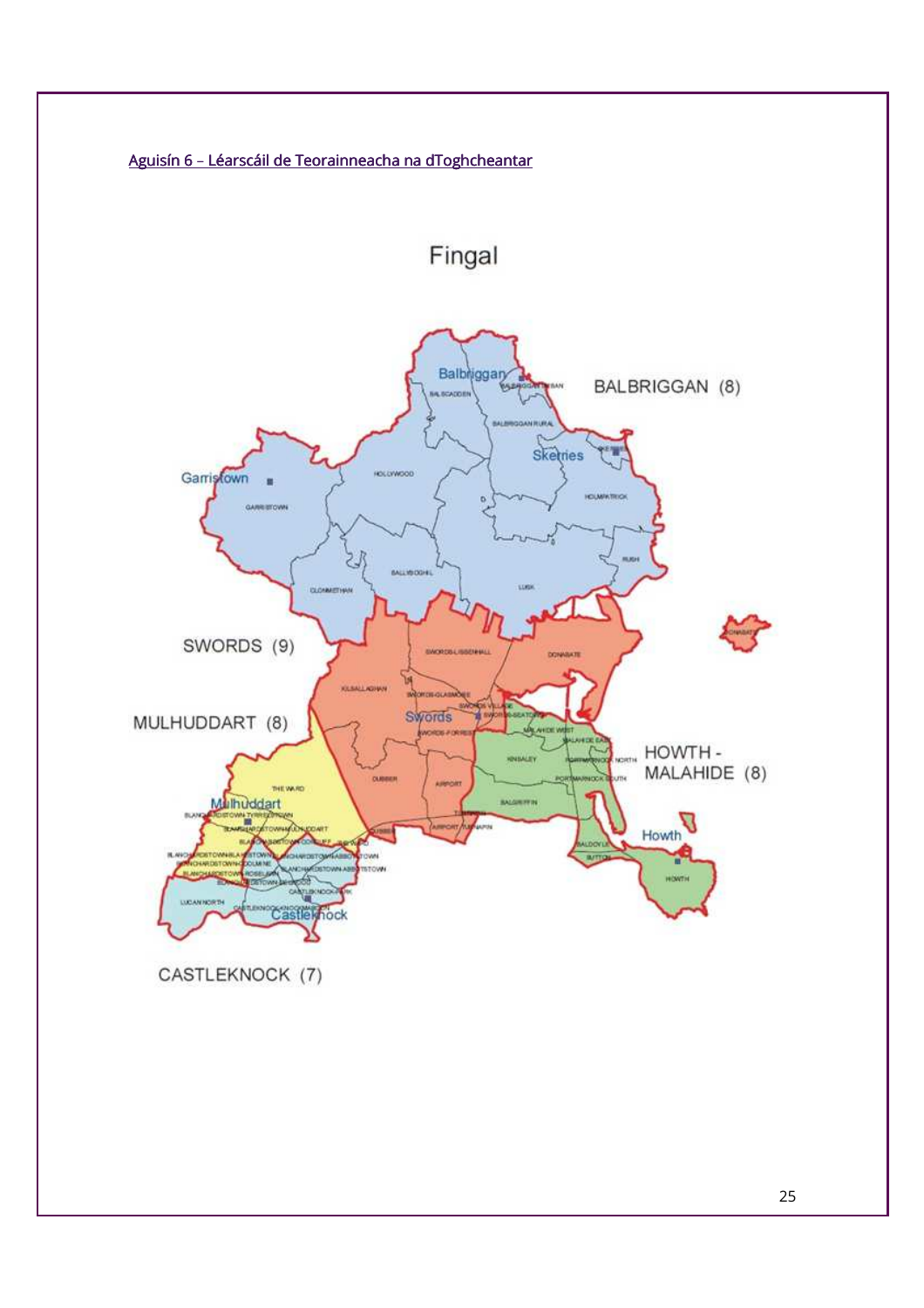Aguisín 6 – Léarscáil de Teorainneacha na dToghcheantar

Fingal

BALBRIGGAN (8)

SWORDS (9)

MULHUDDART (8)

HOWTH - MALAHIDE (8)

CASTLEKNOCK (7)